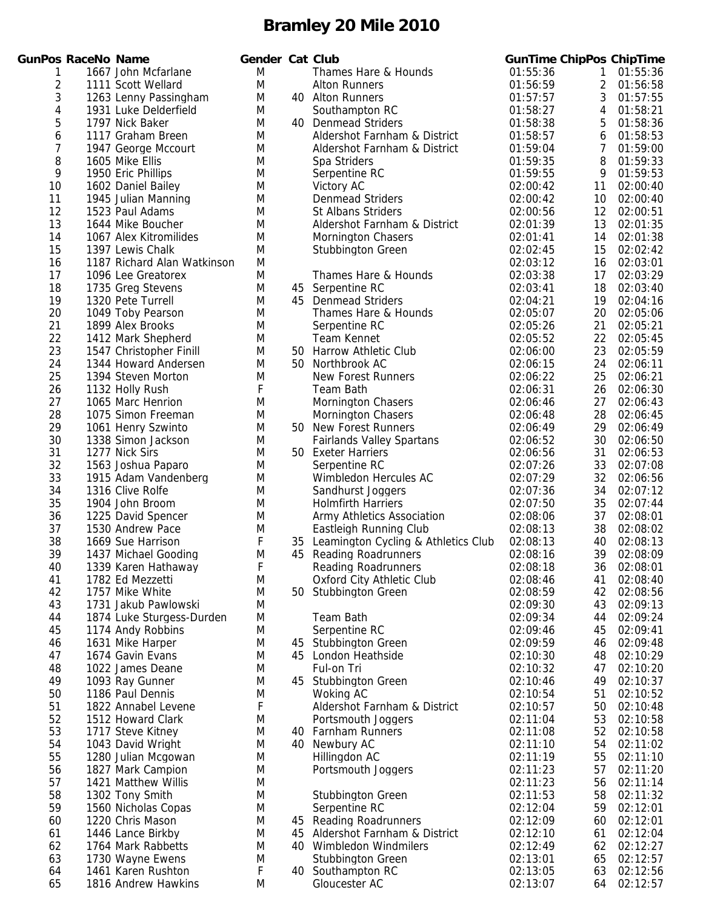# Bramley 20 Mile 2010

| GunPos | RaceNo | Name | Gender | Cat | Club | GunTime | ChipPos | ChipTime |
|---|---|---|---|---|---|---|---|---|
| 1 | 1667 | John Mcfarlane | M | | Thames Hare & Hounds | 01:55:36 | 1 | 01:55:36 |
| 2 | 1111 | Scott Wellard | M | | Alton Runners | 01:56:59 | 2 | 01:56:58 |
| 3 | 1263 | Lenny Passingham | M | 40 | Alton Runners | 01:57:57 | 3 | 01:57:55 |
| 4 | 1931 | Luke Delderfield | M | | Southampton RC | 01:58:27 | 4 | 01:58:21 |
| 5 | 1797 | Nick Baker | M | 40 | Denmead Striders | 01:58:38 | 5 | 01:58:36 |
| 6 | 1117 | Graham Breen | M | | Aldershot Farnham & District | 01:58:57 | 6 | 01:58:53 |
| 7 | 1947 | George Mccourt | M | | Aldershot Farnham & District | 01:59:04 | 7 | 01:59:00 |
| 8 | 1605 | Mike Ellis | M | | Spa Striders | 01:59:35 | 8 | 01:59:33 |
| 9 | 1950 | Eric Phillips | M | | Serpentine RC | 01:59:55 | 9 | 01:59:53 |
| 10 | 1602 | Daniel Bailey | M | | Victory AC | 02:00:42 | 11 | 02:00:40 |
| 11 | 1945 | Julian Manning | M | | Denmead Striders | 02:00:42 | 10 | 02:00:40 |
| 12 | 1523 | Paul Adams | M | | St Albans Striders | 02:00:56 | 12 | 02:00:51 |
| 13 | 1644 | Mike Boucher | M | | Aldershot Farnham & District | 02:01:39 | 13 | 02:01:35 |
| 14 | 1067 | Alex Kitromilides | M | | Mornington Chasers | 02:01:41 | 14 | 02:01:38 |
| 15 | 1397 | Lewis Chalk | M | | Stubbington Green | 02:02:45 | 15 | 02:02:42 |
| 16 | 1187 | Richard Alan Watkinson | M | | | 02:03:12 | 16 | 02:03:01 |
| 17 | 1096 | Lee Greatorex | M | | Thames Hare & Hounds | 02:03:38 | 17 | 02:03:29 |
| 18 | 1735 | Greg Stevens | M | 45 | Serpentine RC | 02:03:41 | 18 | 02:03:40 |
| 19 | 1320 | Pete Turrell | M | 45 | Denmead Striders | 02:04:21 | 19 | 02:04:16 |
| 20 | 1049 | Toby Pearson | M | | Thames Hare & Hounds | 02:05:07 | 20 | 02:05:06 |
| 21 | 1899 | Alex Brooks | M | | Serpentine RC | 02:05:26 | 21 | 02:05:21 |
| 22 | 1412 | Mark Shepherd | M | | Team Kennet | 02:05:52 | 22 | 02:05:45 |
| 23 | 1547 | Christopher Finill | M | 50 | Harrow Athletic Club | 02:06:00 | 23 | 02:05:59 |
| 24 | 1344 | Howard Andersen | M | 50 | Northbrook AC | 02:06:15 | 24 | 02:06:11 |
| 25 | 1394 | Steven Morton | M | | New Forest Runners | 02:06:22 | 25 | 02:06:21 |
| 26 | 1132 | Holly Rush | F | | Team Bath | 02:06:31 | 26 | 02:06:30 |
| 27 | 1065 | Marc Henrion | M | | Mornington Chasers | 02:06:46 | 27 | 02:06:43 |
| 28 | 1075 | Simon Freeman | M | | Mornington Chasers | 02:06:48 | 28 | 02:06:45 |
| 29 | 1061 | Henry Szwinto | M | 50 | New Forest Runners | 02:06:49 | 29 | 02:06:49 |
| 30 | 1338 | Simon Jackson | M | | Fairlands Valley Spartans | 02:06:52 | 30 | 02:06:50 |
| 31 | 1277 | Nick Sirs | M | 50 | Exeter Harriers | 02:06:56 | 31 | 02:06:53 |
| 32 | 1563 | Joshua Paparo | M | | Serpentine RC | 02:07:26 | 33 | 02:07:08 |
| 33 | 1915 | Adam Vandenberg | M | | Wimbledon Hercules AC | 02:07:29 | 32 | 02:06:56 |
| 34 | 1316 | Clive Rolfe | M | | Sandhurst Joggers | 02:07:36 | 34 | 02:07:12 |
| 35 | 1904 | John Broom | M | | Holmfirth Harriers | 02:07:50 | 35 | 02:07:44 |
| 36 | 1225 | David Spencer | M | | Army Athletics Association | 02:08:06 | 37 | 02:08:01 |
| 37 | 1530 | Andrew Pace | M | | Eastleigh Running Club | 02:08:13 | 38 | 02:08:02 |
| 38 | 1669 | Sue Harrison | F | 35 | Leamington Cycling & Athletics Club | 02:08:13 | 40 | 02:08:13 |
| 39 | 1437 | Michael Gooding | M | 45 | Reading Roadrunners | 02:08:16 | 39 | 02:08:09 |
| 40 | 1339 | Karen Hathaway | F | | Reading Roadrunners | 02:08:18 | 36 | 02:08:01 |
| 41 | 1782 | Ed Mezzetti | M | | Oxford City Athletic Club | 02:08:46 | 41 | 02:08:40 |
| 42 | 1757 | Mike White | M | 50 | Stubbington Green | 02:08:59 | 42 | 02:08:56 |
| 43 | 1731 | Jakub Pawlowski | M | | | 02:09:30 | 43 | 02:09:13 |
| 44 | 1874 | Luke Sturgess-Durden | M | | Team Bath | 02:09:34 | 44 | 02:09:24 |
| 45 | 1174 | Andy Robbins | M | | Serpentine RC | 02:09:46 | 45 | 02:09:41 |
| 46 | 1631 | Mike Harper | M | 45 | Stubbington Green | 02:09:59 | 46 | 02:09:48 |
| 47 | 1674 | Gavin Evans | M | 45 | London Heathside | 02:10:30 | 48 | 02:10:29 |
| 48 | 1022 | James Deane | M | | Ful-on Tri | 02:10:32 | 47 | 02:10:20 |
| 49 | 1093 | Ray Gunner | M | 45 | Stubbington Green | 02:10:46 | 49 | 02:10:37 |
| 50 | 1186 | Paul Dennis | M | | Woking AC | 02:10:54 | 51 | 02:10:52 |
| 51 | 1822 | Annabel Levene | F | | Aldershot Farnham & District | 02:10:57 | 50 | 02:10:48 |
| 52 | 1512 | Howard Clark | M | | Portsmouth Joggers | 02:11:04 | 53 | 02:10:58 |
| 53 | 1717 | Steve Kitney | M | 40 | Farnham Runners | 02:11:08 | 52 | 02:10:58 |
| 54 | 1043 | David Wright | M | 40 | Newbury AC | 02:11:10 | 54 | 02:11:02 |
| 55 | 1280 | Julian Mcgowan | M | | Hillingdon AC | 02:11:19 | 55 | 02:11:10 |
| 56 | 1827 | Mark Campion | M | | Portsmouth Joggers | 02:11:23 | 57 | 02:11:20 |
| 57 | 1421 | Matthew Willis | M | | | 02:11:23 | 56 | 02:11:14 |
| 58 | 1302 | Tony Smith | M | | Stubbington Green | 02:11:53 | 58 | 02:11:32 |
| 59 | 1560 | Nicholas Copas | M | | Serpentine RC | 02:12:04 | 59 | 02:12:01 |
| 60 | 1220 | Chris Mason | M | 45 | Reading Roadrunners | 02:12:09 | 60 | 02:12:01 |
| 61 | 1446 | Lance Birkby | M | 45 | Aldershot Farnham & District | 02:12:10 | 61 | 02:12:04 |
| 62 | 1764 | Mark Rabbetts | M | 40 | Wimbledon Windmilers | 02:12:49 | 62 | 02:12:27 |
| 63 | 1730 | Wayne Ewens | M | | Stubbington Green | 02:13:01 | 65 | 02:12:57 |
| 64 | 1461 | Karen Rushton | F | 40 | Southampton RC | 02:13:05 | 63 | 02:12:56 |
| 65 | 1816 | Andrew Hawkins | M | | Gloucester AC | 02:13:07 | 64 | 02:12:57 |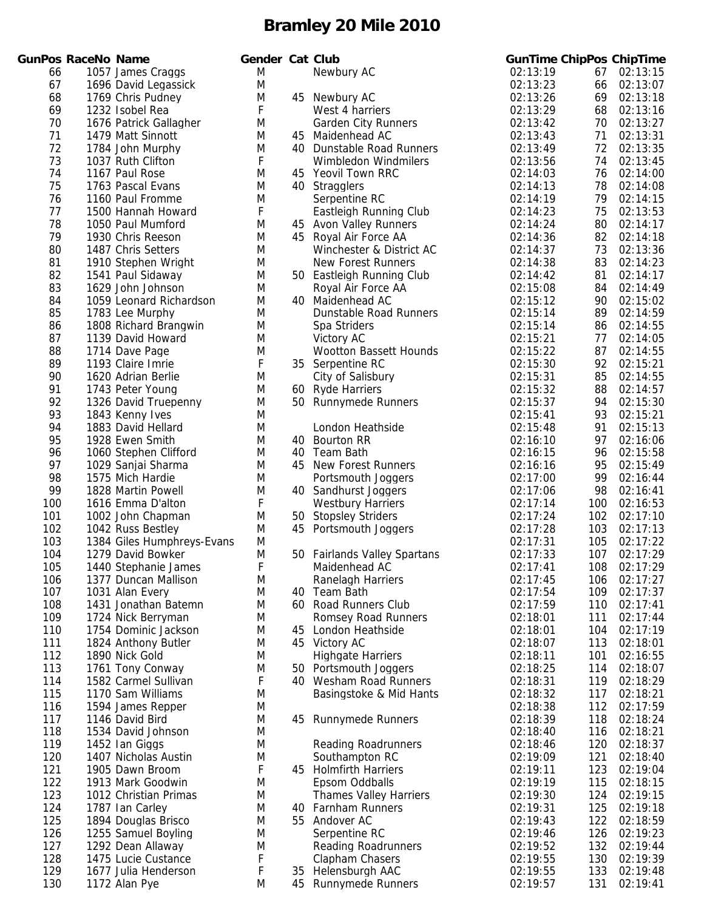# Bramley 20 Mile 2010

| GunPos | RaceNo | Name | Gender | Cat | Club | GunTime | ChipPos | ChipTime |
|---|---|---|---|---|---|---|---|---|
| 66 | 1057 | James Craggs | M | | Newbury AC | 02:13:19 | 67 | 02:13:15 |
| 67 | 1696 | David Legassick | M | | | 02:13:23 | 66 | 02:13:07 |
| 68 | 1769 | Chris Pudney | M | 45 | Newbury AC | 02:13:26 | 69 | 02:13:18 |
| 69 | 1232 | Isobel Rea | F | | West 4 harriers | 02:13:29 | 68 | 02:13:16 |
| 70 | 1676 | Patrick Gallagher | M | | Garden City Runners | 02:13:42 | 70 | 02:13:27 |
| 71 | 1479 | Matt Sinnott | M | 45 | Maidenhead AC | 02:13:43 | 71 | 02:13:31 |
| 72 | 1784 | John Murphy | M | 40 | Dunstable Road Runners | 02:13:49 | 72 | 02:13:35 |
| 73 | 1037 | Ruth Clifton | F | | Wimbledon Windmilers | 02:13:56 | 74 | 02:13:45 |
| 74 | 1167 | Paul Rose | M | 45 | Yeovil Town RRC | 02:14:03 | 76 | 02:14:00 |
| 75 | 1763 | Pascal Evans | M | 40 | Stragglers | 02:14:13 | 78 | 02:14:08 |
| 76 | 1160 | Paul Fromme | M | | Serpentine RC | 02:14:19 | 79 | 02:14:15 |
| 77 | 1500 | Hannah Howard | F | | Eastleigh Running Club | 02:14:23 | 75 | 02:13:53 |
| 78 | 1050 | Paul Mumford | M | 45 | Avon Valley Runners | 02:14:24 | 80 | 02:14:17 |
| 79 | 1930 | Chris Reeson | M | 45 | Royal Air Force AA | 02:14:36 | 82 | 02:14:18 |
| 80 | 1487 | Chris Setters | M | | Winchester & District AC | 02:14:37 | 73 | 02:13:36 |
| 81 | 1910 | Stephen Wright | M | | New Forest Runners | 02:14:38 | 83 | 02:14:23 |
| 82 | 1541 | Paul Sidaway | M | 50 | Eastleigh Running Club | 02:14:42 | 81 | 02:14:17 |
| 83 | 1629 | John Johnson | M | | Royal Air Force AA | 02:15:08 | 84 | 02:14:49 |
| 84 | 1059 | Leonard Richardson | M | 40 | Maidenhead AC | 02:15:12 | 90 | 02:15:02 |
| 85 | 1783 | Lee Murphy | M | | Dunstable Road Runners | 02:15:14 | 89 | 02:14:59 |
| 86 | 1808 | Richard Brangwin | M | | Spa Striders | 02:15:14 | 86 | 02:14:55 |
| 87 | 1139 | David Howard | M | | Victory AC | 02:15:21 | 77 | 02:14:05 |
| 88 | 1714 | Dave Page | M | | Wootton Bassett Hounds | 02:15:22 | 87 | 02:14:55 |
| 89 | 1193 | Claire Imrie | F | 35 | Serpentine RC | 02:15:30 | 92 | 02:15:21 |
| 90 | 1620 | Adrian Berlie | M | | City of Salisbury | 02:15:31 | 85 | 02:14:55 |
| 91 | 1743 | Peter Young | M | 60 | Ryde Harriers | 02:15:32 | 88 | 02:14:57 |
| 92 | 1326 | David Truepenny | M | 50 | Runnymede Runners | 02:15:37 | 94 | 02:15:30 |
| 93 | 1843 | Kenny Ives | M | | | 02:15:41 | 93 | 02:15:21 |
| 94 | 1883 | David Hellard | M | | London Heathside | 02:15:48 | 91 | 02:15:13 |
| 95 | 1928 | Ewen Smith | M | 40 | Bourton RR | 02:16:10 | 97 | 02:16:06 |
| 96 | 1060 | Stephen Clifford | M | 40 | Team Bath | 02:16:15 | 96 | 02:15:58 |
| 97 | 1029 | Sanjai Sharma | M | 45 | New Forest Runners | 02:16:16 | 95 | 02:15:49 |
| 98 | 1575 | Mich Hardie | M | | Portsmouth Joggers | 02:17:00 | 99 | 02:16:44 |
| 99 | 1828 | Martin Powell | M | 40 | Sandhurst Joggers | 02:17:06 | 98 | 02:16:41 |
| 100 | 1616 | Emma D'alton | F | | Westbury Harriers | 02:17:14 | 100 | 02:16:53 |
| 101 | 1002 | John Chapman | M | 50 | Stopsley Striders | 02:17:24 | 102 | 02:17:10 |
| 102 | 1042 | Russ Bestley | M | 45 | Portsmouth Joggers | 02:17:28 | 103 | 02:17:13 |
| 103 | 1384 | Giles Humphreys-Evans | M | | | 02:17:31 | 105 | 02:17:22 |
| 104 | 1279 | David Bowker | M | 50 | Fairlands Valley Spartans | 02:17:33 | 107 | 02:17:29 |
| 105 | 1440 | Stephanie James | F | | Maidenhead AC | 02:17:41 | 108 | 02:17:29 |
| 106 | 1377 | Duncan Mallison | M | | Ranelagh Harriers | 02:17:45 | 106 | 02:17:27 |
| 107 | 1031 | Alan Every | M | 40 | Team Bath | 02:17:54 | 109 | 02:17:37 |
| 108 | 1431 | Jonathan Batemn | M | 60 | Road Runners Club | 02:17:59 | 110 | 02:17:41 |
| 109 | 1724 | Nick Berryman | M | | Romsey Road Runners | 02:18:01 | 111 | 02:17:44 |
| 110 | 1754 | Dominic Jackson | M | 45 | London Heathside | 02:18:01 | 104 | 02:17:19 |
| 111 | 1824 | Anthony Butler | M | 45 | Victory AC | 02:18:07 | 113 | 02:18:01 |
| 112 | 1890 | Nick Gold | M | | Highgate Harriers | 02:18:11 | 101 | 02:16:55 |
| 113 | 1761 | Tony Conway | M | 50 | Portsmouth Joggers | 02:18:25 | 114 | 02:18:07 |
| 114 | 1582 | Carmel Sullivan | F | 40 | Wesham Road Runners | 02:18:31 | 119 | 02:18:29 |
| 115 | 1170 | Sam Williams | M | | Basingstoke & Mid Hants | 02:18:32 | 117 | 02:18:21 |
| 116 | 1594 | James Repper | M | | | 02:18:38 | 112 | 02:17:59 |
| 117 | 1146 | David Bird | M | 45 | Runnymede Runners | 02:18:39 | 118 | 02:18:24 |
| 118 | 1534 | David Johnson | M | | | 02:18:40 | 116 | 02:18:21 |
| 119 | 1452 | Ian Giggs | M | | Reading Roadrunners | 02:18:46 | 120 | 02:18:37 |
| 120 | 1407 | Nicholas Austin | M | | Southampton RC | 02:19:09 | 121 | 02:18:40 |
| 121 | 1905 | Dawn Broom | F | 45 | Holmfirth Harriers | 02:19:11 | 123 | 02:19:04 |
| 122 | 1913 | Mark Goodwin | M | | Epsom Oddballs | 02:19:19 | 115 | 02:18:15 |
| 123 | 1012 | Christian Primas | M | | Thames Valley Harriers | 02:19:30 | 124 | 02:19:15 |
| 124 | 1787 | Ian Carley | M | 40 | Farnham Runners | 02:19:31 | 125 | 02:19:18 |
| 125 | 1894 | Douglas Brisco | M | 55 | Andover AC | 02:19:43 | 122 | 02:18:59 |
| 126 | 1255 | Samuel Boyling | M | | Serpentine RC | 02:19:46 | 126 | 02:19:23 |
| 127 | 1292 | Dean Allaway | M | | Reading Roadrunners | 02:19:52 | 132 | 02:19:44 |
| 128 | 1475 | Lucie Custance | F | | Clapham Chasers | 02:19:55 | 130 | 02:19:39 |
| 129 | 1677 | Julia Henderson | F | 35 | Helensburgh AAC | 02:19:55 | 133 | 02:19:48 |
| 130 | 1172 | Alan Pye | M | 45 | Runnymede Runners | 02:19:57 | 131 | 02:19:41 |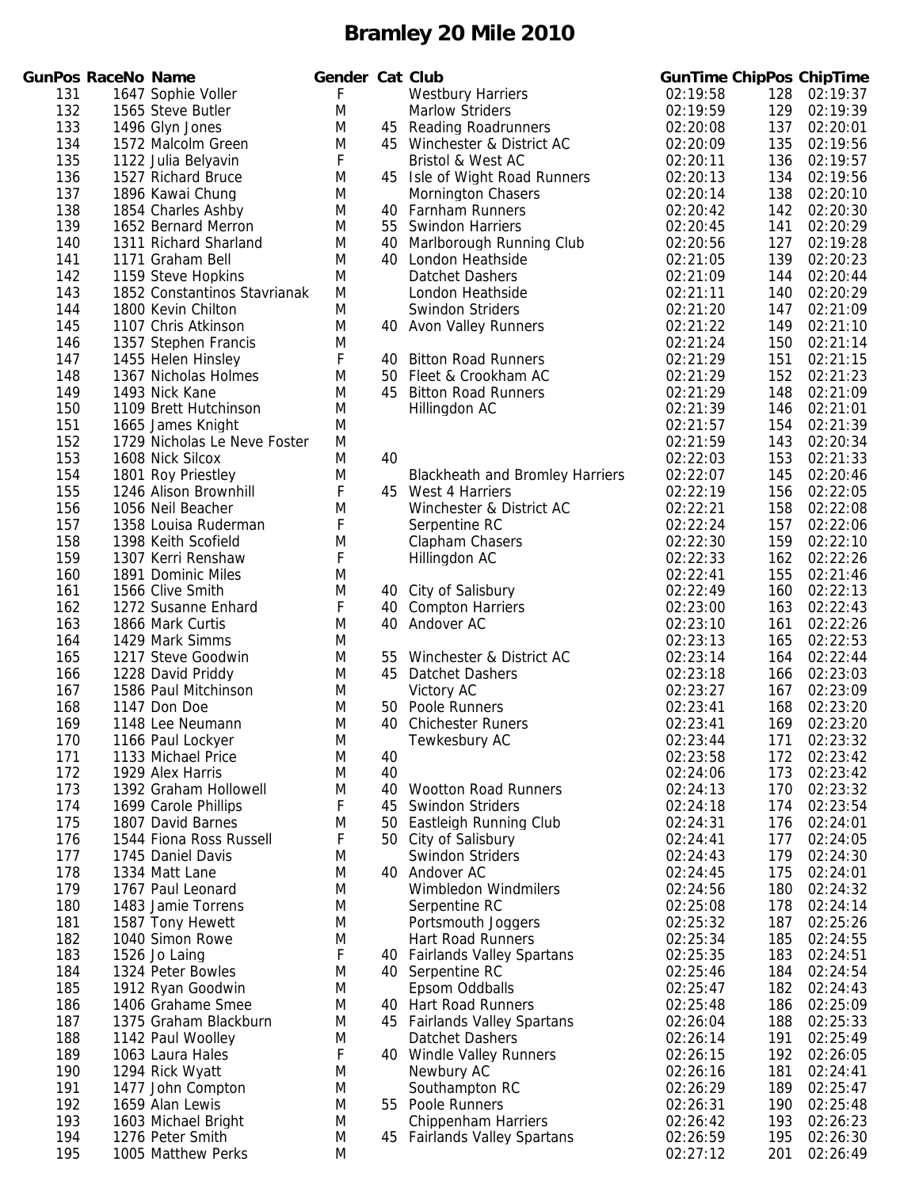# Bramley 20 Mile 2010

| GunPos | RaceNo | Name | Gender | Cat | Club | GunTime | ChipPos | ChipTime |
|---|---|---|---|---|---|---|---|---|
| 131 | 1647 | Sophie Voller | F | | Westbury Harriers | 02:19:58 | 128 | 02:19:37 |
| 132 | 1565 | Steve Butler | M | | Marlow Striders | 02:19:59 | 129 | 02:19:39 |
| 133 | 1496 | Glyn Jones | M | 45 | Reading Roadrunners | 02:20:08 | 137 | 02:20:01 |
| 134 | 1572 | Malcolm Green | M | 45 | Winchester & District AC | 02:20:09 | 135 | 02:19:56 |
| 135 | 1122 | Julia Belyavin | F | | Bristol & West AC | 02:20:11 | 136 | 02:19:57 |
| 136 | 1527 | Richard Bruce | M | 45 | Isle of Wight Road Runners | 02:20:13 | 134 | 02:19:56 |
| 137 | 1896 | Kawai Chung | M | | Mornington Chasers | 02:20:14 | 138 | 02:20:10 |
| 138 | 1854 | Charles Ashby | M | 40 | Farnham Runners | 02:20:42 | 142 | 02:20:30 |
| 139 | 1652 | Bernard Merron | M | 55 | Swindon Harriers | 02:20:45 | 141 | 02:20:29 |
| 140 | 1311 | Richard Sharland | M | 40 | Marlborough Running Club | 02:20:56 | 127 | 02:19:28 |
| 141 | 1171 | Graham Bell | M | 40 | London Heathside | 02:21:05 | 139 | 02:20:23 |
| 142 | 1159 | Steve Hopkins | M | | Datchet Dashers | 02:21:09 | 144 | 02:20:44 |
| 143 | 1852 | Constantinos Stavrianak | M | | London Heathside | 02:21:11 | 140 | 02:20:29 |
| 144 | 1800 | Kevin Chilton | M | | Swindon Striders | 02:21:20 | 147 | 02:21:09 |
| 145 | 1107 | Chris Atkinson | M | 40 | Avon Valley Runners | 02:21:22 | 149 | 02:21:10 |
| 146 | 1357 | Stephen Francis | M | | | 02:21:24 | 150 | 02:21:14 |
| 147 | 1455 | Helen Hinsley | F | 40 | Bitton Road Runners | 02:21:29 | 151 | 02:21:15 |
| 148 | 1367 | Nicholas Holmes | M | 50 | Fleet & Crookham AC | 02:21:29 | 152 | 02:21:23 |
| 149 | 1493 | Nick Kane | M | 45 | Bitton Road Runners | 02:21:29 | 148 | 02:21:09 |
| 150 | 1109 | Brett Hutchinson | M | | Hillingdon AC | 02:21:39 | 146 | 02:21:01 |
| 151 | 1665 | James Knight | M | | | 02:21:57 | 154 | 02:21:39 |
| 152 | 1729 | Nicholas Le Neve Foster | M | | | 02:21:59 | 143 | 02:20:34 |
| 153 | 1608 | Nick Silcox | M | 40 | | 02:22:03 | 153 | 02:21:33 |
| 154 | 1801 | Roy Priestley | M | | Blackheath and Bromley Harriers | 02:22:07 | 145 | 02:20:46 |
| 155 | 1246 | Alison Brownhill | F | 45 | West 4 Harriers | 02:22:19 | 156 | 02:22:05 |
| 156 | 1056 | Neil Beacher | M | | Winchester & District AC | 02:22:21 | 158 | 02:22:08 |
| 157 | 1358 | Louisa Ruderman | F | | Serpentine RC | 02:22:24 | 157 | 02:22:06 |
| 158 | 1398 | Keith Scofield | M | | Clapham Chasers | 02:22:30 | 159 | 02:22:10 |
| 159 | 1307 | Kerri Renshaw | F | | Hillingdon AC | 02:22:33 | 162 | 02:22:26 |
| 160 | 1891 | Dominic Miles | M | | | 02:22:41 | 155 | 02:21:46 |
| 161 | 1566 | Clive Smith | M | 40 | City of Salisbury | 02:22:49 | 160 | 02:22:13 |
| 162 | 1272 | Susanne Enhard | F | 40 | Compton Harriers | 02:23:00 | 163 | 02:22:43 |
| 163 | 1866 | Mark Curtis | M | 40 | Andover AC | 02:23:10 | 161 | 02:22:26 |
| 164 | 1429 | Mark Simms | M | | | 02:23:13 | 165 | 02:22:53 |
| 165 | 1217 | Steve Goodwin | M | 55 | Winchester & District AC | 02:23:14 | 164 | 02:22:44 |
| 166 | 1228 | David Priddy | M | 45 | Datchet Dashers | 02:23:18 | 166 | 02:23:03 |
| 167 | 1586 | Paul Mitchinson | M | | Victory AC | 02:23:27 | 167 | 02:23:09 |
| 168 | 1147 | Don Doe | M | 50 | Poole Runners | 02:23:41 | 168 | 02:23:20 |
| 169 | 1148 | Lee Neumann | M | 40 | Chichester Runers | 02:23:41 | 169 | 02:23:20 |
| 170 | 1166 | Paul Lockyer | M | | Tewkesbury AC | 02:23:44 | 171 | 02:23:32 |
| 171 | 1133 | Michael Price | M | 40 | | 02:23:58 | 172 | 02:23:42 |
| 172 | 1929 | Alex Harris | M | 40 | | 02:24:06 | 173 | 02:23:42 |
| 173 | 1392 | Graham Hollowell | M | 40 | Wootton Road Runners | 02:24:13 | 170 | 02:23:32 |
| 174 | 1699 | Carole Phillips | F | 45 | Swindon Striders | 02:24:18 | 174 | 02:23:54 |
| 175 | 1807 | David Barnes | M | 50 | Eastleigh Running Club | 02:24:31 | 176 | 02:24:01 |
| 176 | 1544 | Fiona Ross Russell | F | 50 | City of Salisbury | 02:24:41 | 177 | 02:24:05 |
| 177 | 1745 | Daniel Davis | M | | Swindon Striders | 02:24:43 | 179 | 02:24:30 |
| 178 | 1334 | Matt Lane | M | 40 | Andover AC | 02:24:45 | 175 | 02:24:01 |
| 179 | 1767 | Paul Leonard | M | | Wimbledon Windmilers | 02:24:56 | 180 | 02:24:32 |
| 180 | 1483 | Jamie Torrens | M | | Serpentine RC | 02:25:08 | 178 | 02:24:14 |
| 181 | 1587 | Tony Hewett | M | | Portsmouth Joggers | 02:25:32 | 187 | 02:25:26 |
| 182 | 1040 | Simon Rowe | M | | Hart Road Runners | 02:25:34 | 185 | 02:24:55 |
| 183 | 1526 | Jo Laing | F | 40 | Fairlands Valley Spartans | 02:25:35 | 183 | 02:24:51 |
| 184 | 1324 | Peter Bowles | M | 40 | Serpentine RC | 02:25:46 | 184 | 02:24:54 |
| 185 | 1912 | Ryan Goodwin | M | | Epsom Oddballs | 02:25:47 | 182 | 02:24:43 |
| 186 | 1406 | Grahame Smee | M | 40 | Hart Road Runners | 02:25:48 | 186 | 02:25:09 |
| 187 | 1375 | Graham Blackburn | M | 45 | Fairlands Valley Spartans | 02:26:04 | 188 | 02:25:33 |
| 188 | 1142 | Paul Woolley | M | | Datchet Dashers | 02:26:14 | 191 | 02:25:49 |
| 189 | 1063 | Laura Hales | F | 40 | Windle Valley Runners | 02:26:15 | 192 | 02:26:05 |
| 190 | 1294 | Rick Wyatt | M | | Newbury AC | 02:26:16 | 181 | 02:24:41 |
| 191 | 1477 | John Compton | M | | Southampton RC | 02:26:29 | 189 | 02:25:47 |
| 192 | 1659 | Alan Lewis | M | 55 | Poole Runners | 02:26:31 | 190 | 02:25:48 |
| 193 | 1603 | Michael Bright | M | | Chippenham Harriers | 02:26:42 | 193 | 02:26:23 |
| 194 | 1276 | Peter Smith | M | 45 | Fairlands Valley Spartans | 02:26:59 | 195 | 02:26:30 |
| 195 | 1005 | Matthew Perks | M | | | 02:27:12 | 201 | 02:26:49 |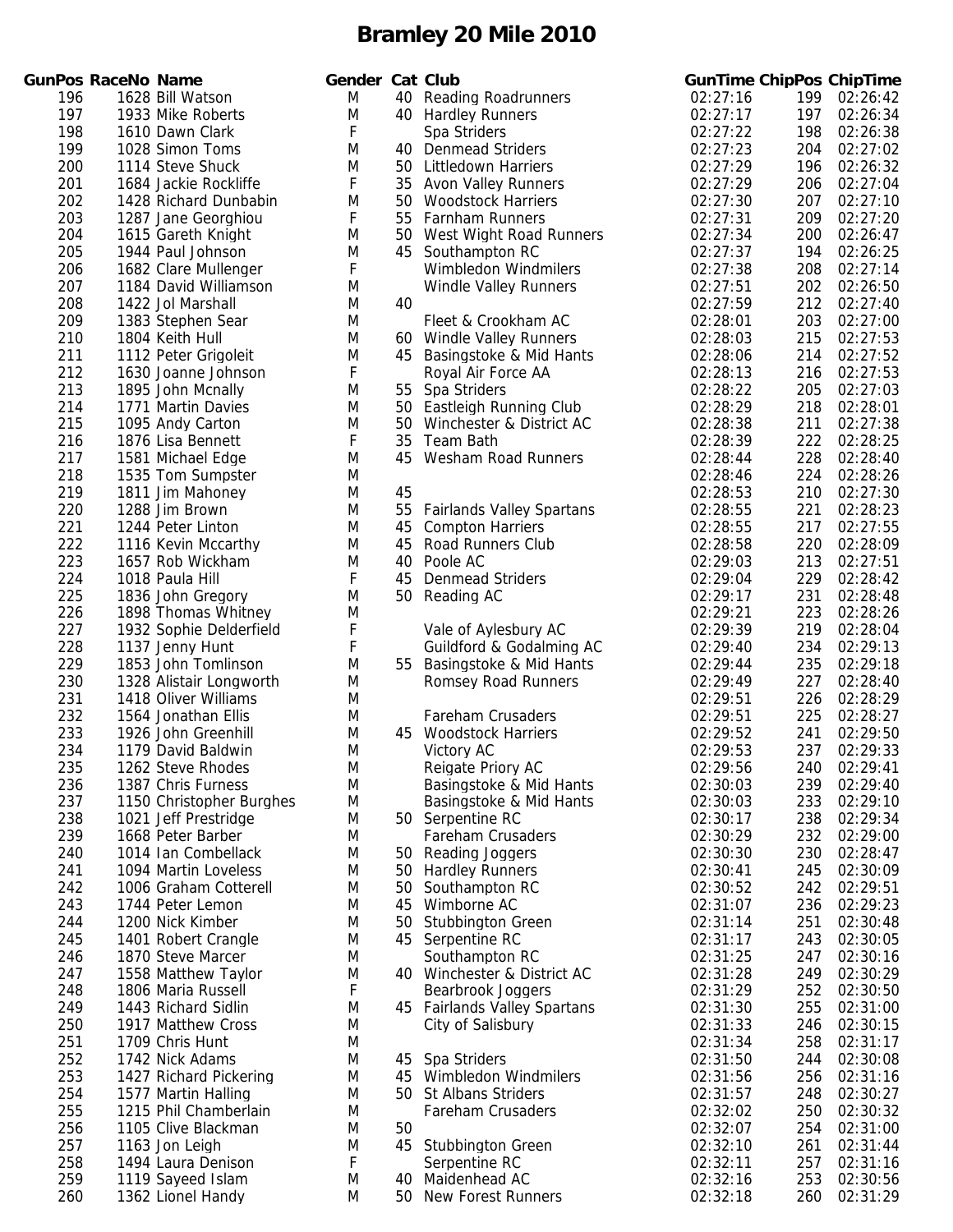# Bramley 20 Mile 2010

| GunPos | RaceNo | Name | Gender | Cat | Club | GunTime | ChipPos | ChipTime |
|---|---|---|---|---|---|---|---|---|
| 196 | 1628 | Bill Watson | M | 40 | Reading Roadrunners | 02:27:16 | 199 | 02:26:42 |
| 197 | 1933 | Mike Roberts | M | 40 | Hardley Runners | 02:27:17 | 197 | 02:26:34 |
| 198 | 1610 | Dawn Clark | F | | Spa Striders | 02:27:22 | 198 | 02:26:38 |
| 199 | 1028 | Simon Toms | M | 40 | Denmead Striders | 02:27:23 | 204 | 02:27:02 |
| 200 | 1114 | Steve Shuck | M | 50 | Littledown Harriers | 02:27:29 | 196 | 02:26:32 |
| 201 | 1684 | Jackie Rockliffe | F | 35 | Avon Valley Runners | 02:27:29 | 206 | 02:27:04 |
| 202 | 1428 | Richard Dunbabin | M | 50 | Woodstock Harriers | 02:27:30 | 207 | 02:27:10 |
| 203 | 1287 | Jane Georghiou | F | 55 | Farnham Runners | 02:27:31 | 209 | 02:27:20 |
| 204 | 1615 | Gareth Knight | M | 50 | West Wight Road Runners | 02:27:34 | 200 | 02:26:47 |
| 205 | 1944 | Paul Johnson | M | 45 | Southampton RC | 02:27:37 | 194 | 02:26:25 |
| 206 | 1682 | Clare Mullenger | F | | Wimbledon Windmilers | 02:27:38 | 208 | 02:27:14 |
| 207 | 1184 | David Williamson | M | | Windle Valley Runners | 02:27:51 | 202 | 02:26:50 |
| 208 | 1422 | Jol Marshall | M | 40 | | 02:27:59 | 212 | 02:27:40 |
| 209 | 1383 | Stephen Sear | M | | Fleet & Crookham AC | 02:28:01 | 203 | 02:27:00 |
| 210 | 1804 | Keith Hull | M | 60 | Windle Valley Runners | 02:28:03 | 215 | 02:27:53 |
| 211 | 1112 | Peter Grigoleit | M | 45 | Basingstoke & Mid Hants | 02:28:06 | 214 | 02:27:52 |
| 212 | 1630 | Joanne Johnson | F | | Royal Air Force AA | 02:28:13 | 216 | 02:27:53 |
| 213 | 1895 | John Mcnally | M | 55 | Spa Striders | 02:28:22 | 205 | 02:27:03 |
| 214 | 1771 | Martin Davies | M | 50 | Eastleigh Running Club | 02:28:29 | 218 | 02:28:01 |
| 215 | 1095 | Andy Carton | M | 50 | Winchester & District AC | 02:28:38 | 211 | 02:27:38 |
| 216 | 1876 | Lisa Bennett | F | 35 | Team Bath | 02:28:39 | 222 | 02:28:25 |
| 217 | 1581 | Michael Edge | M | 45 | Wesham Road Runners | 02:28:44 | 228 | 02:28:40 |
| 218 | 1535 | Tom Sumpster | M | | | 02:28:46 | 224 | 02:28:26 |
| 219 | 1811 | Jim Mahoney | M | 45 | | 02:28:53 | 210 | 02:27:30 |
| 220 | 1288 | Jim Brown | M | 55 | Fairlands Valley Spartans | 02:28:55 | 221 | 02:28:23 |
| 221 | 1244 | Peter Linton | M | 45 | Compton Harriers | 02:28:55 | 217 | 02:27:55 |
| 222 | 1116 | Kevin Mccarthy | M | 45 | Road Runners Club | 02:28:58 | 220 | 02:28:09 |
| 223 | 1657 | Rob Wickham | M | 40 | Poole AC | 02:29:03 | 213 | 02:27:51 |
| 224 | 1018 | Paula Hill | F | 45 | Denmead Striders | 02:29:04 | 229 | 02:28:42 |
| 225 | 1836 | John Gregory | M | 50 | Reading AC | 02:29:17 | 231 | 02:28:48 |
| 226 | 1898 | Thomas Whitney | M | | | 02:29:21 | 223 | 02:28:26 |
| 227 | 1932 | Sophie Delderfield | F | | Vale of Aylesbury AC | 02:29:39 | 219 | 02:28:04 |
| 228 | 1137 | Jenny Hunt | F | | Guildford & Godalming AC | 02:29:40 | 234 | 02:29:13 |
| 229 | 1853 | John Tomlinson | M | 55 | Basingstoke & Mid Hants | 02:29:44 | 235 | 02:29:18 |
| 230 | 1328 | Alistair Longworth | M | | Romsey Road Runners | 02:29:49 | 227 | 02:28:40 |
| 231 | 1418 | Oliver Williams | M | | | 02:29:51 | 226 | 02:28:29 |
| 232 | 1564 | Jonathan Ellis | M | | Fareham Crusaders | 02:29:51 | 225 | 02:28:27 |
| 233 | 1926 | John Greenhill | M | 45 | Woodstock Harriers | 02:29:52 | 241 | 02:29:50 |
| 234 | 1179 | David Baldwin | M | | Victory AC | 02:29:53 | 237 | 02:29:33 |
| 235 | 1262 | Steve Rhodes | M | | Reigate Priory AC | 02:29:56 | 240 | 02:29:41 |
| 236 | 1387 | Chris Furness | M | | Basingstoke & Mid Hants | 02:30:03 | 239 | 02:29:40 |
| 237 | 1150 | Christopher Burghes | M | | Basingstoke & Mid Hants | 02:30:03 | 233 | 02:29:10 |
| 238 | 1021 | Jeff Prestridge | M | 50 | Serpentine RC | 02:30:17 | 238 | 02:29:34 |
| 239 | 1668 | Peter Barber | M | | Fareham Crusaders | 02:30:29 | 232 | 02:29:00 |
| 240 | 1014 | Ian Combellack | M | 50 | Reading Joggers | 02:30:30 | 230 | 02:28:47 |
| 241 | 1094 | Martin Loveless | M | 50 | Hardley Runners | 02:30:41 | 245 | 02:30:09 |
| 242 | 1006 | Graham Cotterell | M | 50 | Southampton RC | 02:30:52 | 242 | 02:29:51 |
| 243 | 1744 | Peter Lemon | M | 45 | Wimborne AC | 02:31:07 | 236 | 02:29:23 |
| 244 | 1200 | Nick Kimber | M | 50 | Stubbington Green | 02:31:14 | 251 | 02:30:48 |
| 245 | 1401 | Robert Crangle | M | 45 | Serpentine RC | 02:31:17 | 243 | 02:30:05 |
| 246 | 1870 | Steve Marcer | M | | Southampton RC | 02:31:25 | 247 | 02:30:16 |
| 247 | 1558 | Matthew Taylor | M | 40 | Winchester & District AC | 02:31:28 | 249 | 02:30:29 |
| 248 | 1806 | Maria Russell | F | | Bearbrook Joggers | 02:31:29 | 252 | 02:30:50 |
| 249 | 1443 | Richard Sidlin | M | 45 | Fairlands Valley Spartans | 02:31:30 | 255 | 02:31:00 |
| 250 | 1917 | Matthew Cross | M | | City of Salisbury | 02:31:33 | 246 | 02:30:15 |
| 251 | 1709 | Chris Hunt | M | | | 02:31:34 | 258 | 02:31:17 |
| 252 | 1742 | Nick Adams | M | 45 | Spa Striders | 02:31:50 | 244 | 02:30:08 |
| 253 | 1427 | Richard Pickering | M | 45 | Wimbledon Windmilers | 02:31:56 | 256 | 02:31:16 |
| 254 | 1577 | Martin Halling | M | 50 | St Albans Striders | 02:31:57 | 248 | 02:30:27 |
| 255 | 1215 | Phil Chamberlain | M | | Fareham Crusaders | 02:32:02 | 250 | 02:30:32 |
| 256 | 1105 | Clive Blackman | M | 50 | | 02:32:07 | 254 | 02:31:00 |
| 257 | 1163 | Jon Leigh | M | 45 | Stubbington Green | 02:32:10 | 261 | 02:31:44 |
| 258 | 1494 | Laura Denison | F | | Serpentine RC | 02:32:11 | 257 | 02:31:16 |
| 259 | 1119 | Sayeed Islam | M | 40 | Maidenhead AC | 02:32:16 | 253 | 02:30:56 |
| 260 | 1362 | Lionel Handy | M | 50 | New Forest Runners | 02:32:18 | 260 | 02:31:29 |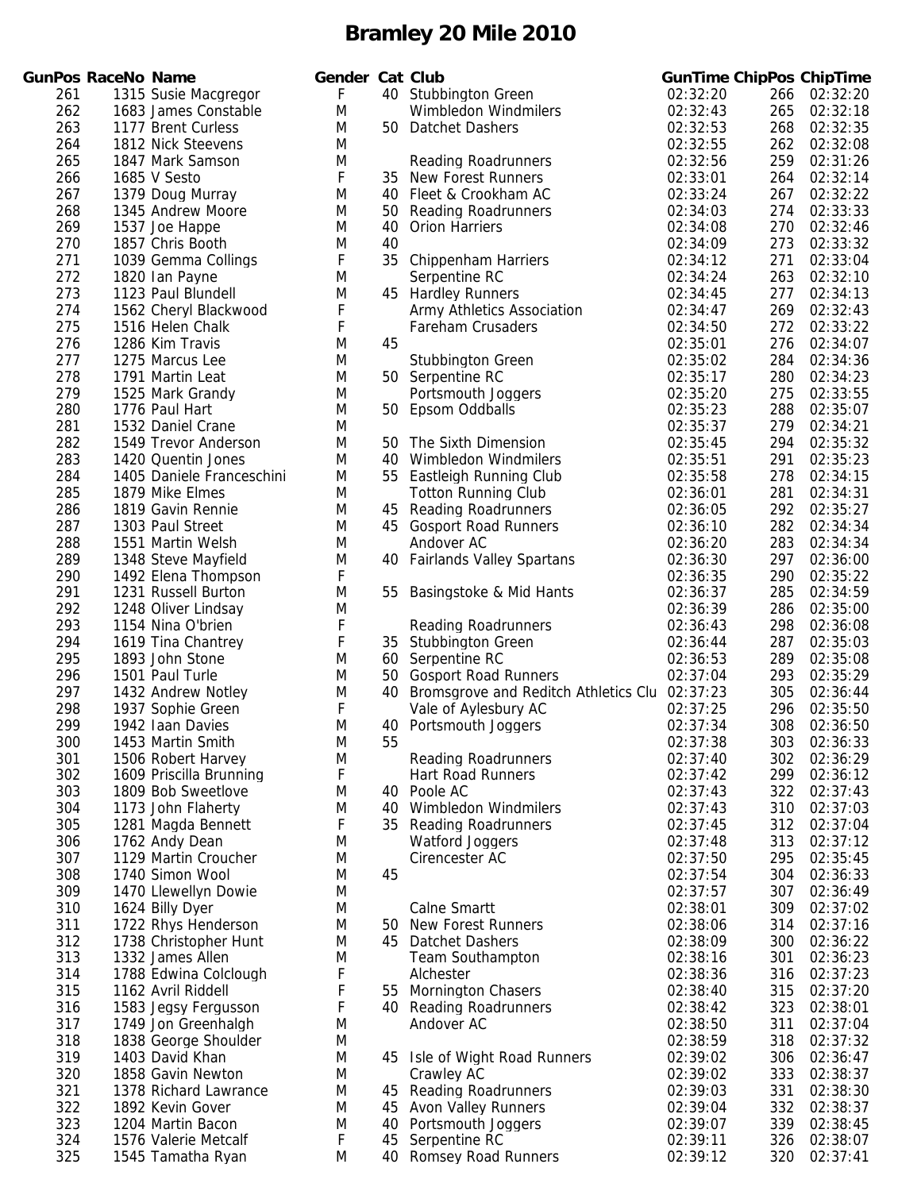# Bramley 20 Mile 2010

| GunPos | RaceNo | Name | Gender | Cat | Club | GunTime | ChipPos | ChipTime |
|---|---|---|---|---|---|---|---|---|
| 261 | 1315 | Susie Macgregor | F | 40 | Stubbington Green | 02:32:20 | 266 | 02:32:20 |
| 262 | 1683 | James Constable | M | | Wimbledon Windmilers | 02:32:43 | 265 | 02:32:18 |
| 263 | 1177 | Brent Curless | M | 50 | Datchet Dashers | 02:32:53 | 268 | 02:32:35 |
| 264 | 1812 | Nick Steevens | M | | | 02:32:55 | 262 | 02:32:08 |
| 265 | 1847 | Mark Samson | M | | Reading Roadrunners | 02:32:56 | 259 | 02:31:26 |
| 266 | 1685 | V Sesto | F | 35 | New Forest Runners | 02:33:01 | 264 | 02:32:14 |
| 267 | 1379 | Doug Murray | M | 40 | Fleet & Crookham AC | 02:33:24 | 267 | 02:32:22 |
| 268 | 1345 | Andrew Moore | M | 50 | Reading Roadrunners | 02:34:03 | 274 | 02:33:33 |
| 269 | 1537 | Joe Happe | M | 40 | Orion Harriers | 02:34:08 | 270 | 02:32:46 |
| 270 | 1857 | Chris Booth | M | 40 | | 02:34:09 | 273 | 02:33:32 |
| 271 | 1039 | Gemma Collings | F | 35 | Chippenham Harriers | 02:34:12 | 271 | 02:33:04 |
| 272 | 1820 | Ian Payne | M | | Serpentine RC | 02:34:24 | 263 | 02:32:10 |
| 273 | 1123 | Paul Blundell | M | 45 | Hardley Runners | 02:34:45 | 277 | 02:34:13 |
| 274 | 1562 | Cheryl Blackwood | F | | Army Athletics Association | 02:34:47 | 269 | 02:32:43 |
| 275 | 1516 | Helen Chalk | F | | Fareham Crusaders | 02:34:50 | 272 | 02:33:22 |
| 276 | 1286 | Kim Travis | M | 45 | | 02:35:01 | 276 | 02:34:07 |
| 277 | 1275 | Marcus Lee | M | | Stubbington Green | 02:35:02 | 284 | 02:34:36 |
| 278 | 1791 | Martin Leat | M | 50 | Serpentine RC | 02:35:17 | 280 | 02:34:23 |
| 279 | 1525 | Mark Grandy | M | | Portsmouth Joggers | 02:35:20 | 275 | 02:33:55 |
| 280 | 1776 | Paul Hart | M | 50 | Epsom Oddballs | 02:35:23 | 288 | 02:35:07 |
| 281 | 1532 | Daniel Crane | M | | | 02:35:37 | 279 | 02:34:21 |
| 282 | 1549 | Trevor Anderson | M | 50 | The Sixth Dimension | 02:35:45 | 294 | 02:35:32 |
| 283 | 1420 | Quentin Jones | M | 40 | Wimbledon Windmilers | 02:35:51 | 291 | 02:35:23 |
| 284 | 1405 | Daniele Franceschini | M | 55 | Eastleigh Running Club | 02:35:58 | 278 | 02:34:15 |
| 285 | 1879 | Mike Elmes | M | | Totton Running Club | 02:36:01 | 281 | 02:34:31 |
| 286 | 1819 | Gavin Rennie | M | 45 | Reading Roadrunners | 02:36:05 | 292 | 02:35:27 |
| 287 | 1303 | Paul Street | M | 45 | Gosport Road Runners | 02:36:10 | 282 | 02:34:34 |
| 288 | 1551 | Martin Welsh | M | | Andover AC | 02:36:20 | 283 | 02:34:34 |
| 289 | 1348 | Steve Mayfield | M | 40 | Fairlands Valley Spartans | 02:36:30 | 297 | 02:36:00 |
| 290 | 1492 | Elena Thompson | F | | | 02:36:35 | 290 | 02:35:22 |
| 291 | 1231 | Russell Burton | M | 55 | Basingstoke & Mid Hants | 02:36:37 | 285 | 02:34:59 |
| 292 | 1248 | Oliver Lindsay | M | | | 02:36:39 | 286 | 02:35:00 |
| 293 | 1154 | Nina O'brien | F | | Reading Roadrunners | 02:36:43 | 298 | 02:36:08 |
| 294 | 1619 | Tina Chantrey | F | 35 | Stubbington Green | 02:36:44 | 287 | 02:35:03 |
| 295 | 1893 | John Stone | M | 60 | Serpentine RC | 02:36:53 | 289 | 02:35:08 |
| 296 | 1501 | Paul Turle | M | 50 | Gosport Road Runners | 02:37:04 | 293 | 02:35:29 |
| 297 | 1432 | Andrew Notley | M | 40 | Bromsgrove and Redditch Athletics Clu | 02:37:23 | 305 | 02:36:44 |
| 298 | 1937 | Sophie Green | F | | Vale of Aylesbury AC | 02:37:25 | 296 | 02:35:50 |
| 299 | 1942 | Iaan Davies | M | 40 | Portsmouth Joggers | 02:37:34 | 308 | 02:36:50 |
| 300 | 1453 | Martin Smith | M | 55 | | 02:37:38 | 303 | 02:36:33 |
| 301 | 1506 | Robert Harvey | M | | Reading Roadrunners | 02:37:40 | 302 | 02:36:29 |
| 302 | 1609 | Priscilla Brunning | F | | Hart Road Runners | 02:37:42 | 299 | 02:36:12 |
| 303 | 1809 | Bob Sweetlove | M | 40 | Poole AC | 02:37:43 | 322 | 02:37:43 |
| 304 | 1173 | John Flaherty | M | 40 | Wimbledon Windmilers | 02:37:43 | 310 | 02:37:03 |
| 305 | 1281 | Magda Bennett | F | 35 | Reading Roadrunners | 02:37:45 | 312 | 02:37:04 |
| 306 | 1762 | Andy Dean | M | | Watford Joggers | 02:37:48 | 313 | 02:37:12 |
| 307 | 1129 | Martin Croucher | M | | Cirencester AC | 02:37:50 | 295 | 02:35:45 |
| 308 | 1740 | Simon Wool | M | 45 | | 02:37:54 | 304 | 02:36:33 |
| 309 | 1470 | Llewellyn Dowie | M | | | 02:37:57 | 307 | 02:36:49 |
| 310 | 1624 | Billy Dyer | M | | Calne Smartt | 02:38:01 | 309 | 02:37:02 |
| 311 | 1722 | Rhys Henderson | M | 50 | New Forest Runners | 02:38:06 | 314 | 02:37:16 |
| 312 | 1738 | Christopher Hunt | M | 45 | Datchet Dashers | 02:38:09 | 300 | 02:36:22 |
| 313 | 1332 | James Allen | M | | Team Southampton | 02:38:16 | 301 | 02:36:23 |
| 314 | 1788 | Edwina Colclough | F | | Alchester | 02:38:36 | 316 | 02:37:23 |
| 315 | 1162 | Avril Riddell | F | 55 | Mornington Chasers | 02:38:40 | 315 | 02:37:20 |
| 316 | 1583 | Jegsy Fergusson | F | 40 | Reading Roadrunners | 02:38:42 | 323 | 02:38:01 |
| 317 | 1749 | Jon Greenhalgh | M | | Andover AC | 02:38:50 | 311 | 02:37:04 |
| 318 | 1838 | George Shoulder | M | | | 02:38:59 | 318 | 02:37:32 |
| 319 | 1403 | David Khan | M | 45 | Isle of Wight Road Runners | 02:39:02 | 306 | 02:36:47 |
| 320 | 1858 | Gavin Newton | M | | Crawley AC | 02:39:02 | 333 | 02:38:37 |
| 321 | 1378 | Richard Lawrance | M | 45 | Reading Roadrunners | 02:39:03 | 331 | 02:38:30 |
| 322 | 1892 | Kevin Gover | M | 45 | Avon Valley Runners | 02:39:04 | 332 | 02:38:37 |
| 323 | 1204 | Martin Bacon | M | 40 | Portsmouth Joggers | 02:39:07 | 339 | 02:38:45 |
| 324 | 1576 | Valerie Metcalf | F | 45 | Serpentine RC | 02:39:11 | 326 | 02:38:07 |
| 325 | 1545 | Tamatha Ryan | M | 40 | Romsey Road Runners | 02:39:12 | 320 | 02:37:41 |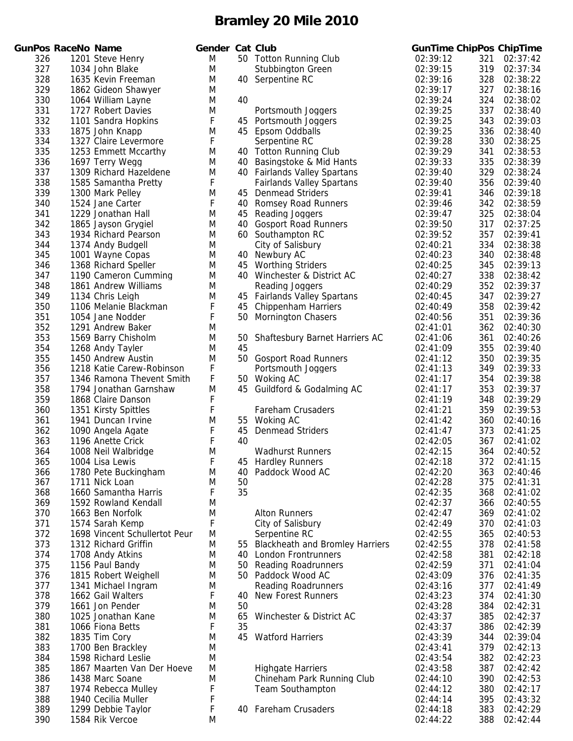# Bramley 20 Mile 2010

| GunPos | RaceNo | Name | Gender | Cat | Club | GunTime | ChipPos | ChipTime |
|---|---|---|---|---|---|---|---|---|
| 326 | 1201 | Steve Henry | M | 50 | Totton Running Club | 02:39:12 | 321 | 02:37:42 |
| 327 | 1034 | John Blake | M | | Stubbington Green | 02:39:15 | 319 | 02:37:34 |
| 328 | 1635 | Kevin Freeman | M | 40 | Serpentine RC | 02:39:16 | 328 | 02:38:22 |
| 329 | 1862 | Gideon Shawyer | M | | | 02:39:17 | 327 | 02:38:16 |
| 330 | 1064 | William Layne | M | 40 | | 02:39:24 | 324 | 02:38:02 |
| 331 | 1727 | Robert Davies | M | | Portsmouth Joggers | 02:39:25 | 337 | 02:38:40 |
| 332 | 1101 | Sandra Hopkins | F | 45 | Portsmouth Joggers | 02:39:25 | 343 | 02:39:03 |
| 333 | 1875 | John Knapp | M | 45 | Epsom Oddballs | 02:39:25 | 336 | 02:38:40 |
| 334 | 1327 | Claire Levermore | F | | Serpentine RC | 02:39:28 | 330 | 02:38:25 |
| 335 | 1253 | Emmett Mccarthy | M | 40 | Totton Running Club | 02:39:29 | 341 | 02:38:53 |
| 336 | 1697 | Terry Wegg | M | 40 | Basingstoke & Mid Hants | 02:39:33 | 335 | 02:38:39 |
| 337 | 1309 | Richard Hazeldene | M | 40 | Fairlands Valley Spartans | 02:39:40 | 329 | 02:38:24 |
| 338 | 1585 | Samantha Pretty | F | | Fairlands Valley Spartans | 02:39:40 | 356 | 02:39:40 |
| 339 | 1300 | Mark Pelley | M | 45 | Denmead Striders | 02:39:41 | 346 | 02:39:18 |
| 340 | 1524 | Jane Carter | F | 40 | Romsey Road Runners | 02:39:46 | 342 | 02:38:59 |
| 341 | 1229 | Jonathan Hall | M | 45 | Reading Joggers | 02:39:47 | 325 | 02:38:04 |
| 342 | 1865 | Jayson Grygiel | M | 40 | Gosport Road Runners | 02:39:50 | 317 | 02:37:25 |
| 343 | 1934 | Richard Pearson | M | 60 | Southampton RC | 02:39:52 | 357 | 02:39:41 |
| 344 | 1374 | Andy Budgell | M | | City of Salisbury | 02:40:21 | 334 | 02:38:38 |
| 345 | 1001 | Wayne Copas | M | 40 | Newbury AC | 02:40:23 | 340 | 02:38:48 |
| 346 | 1368 | Richard Speller | M | 45 | Worthing Striders | 02:40:25 | 345 | 02:39:13 |
| 347 | 1190 | Cameron Cumming | M | 40 | Winchester & District AC | 02:40:27 | 338 | 02:38:42 |
| 348 | 1861 | Andrew Williams | M | | Reading Joggers | 02:40:29 | 352 | 02:39:37 |
| 349 | 1134 | Chris Leigh | M | 45 | Fairlands Valley Spartans | 02:40:45 | 347 | 02:39:27 |
| 350 | 1106 | Melanie Blackman | F | 45 | Chippenham Harriers | 02:40:49 | 358 | 02:39:42 |
| 351 | 1054 | Jane Nodder | F | 50 | Mornington Chasers | 02:40:56 | 351 | 02:39:36 |
| 352 | 1291 | Andrew Baker | M | | | 02:41:01 | 362 | 02:40:30 |
| 353 | 1569 | Barry Chisholm | M | 50 | Shaftesbury Barnet Harriers AC | 02:41:06 | 361 | 02:40:26 |
| 354 | 1268 | Andy Tayler | M | 45 | | 02:41:09 | 355 | 02:39:40 |
| 355 | 1450 | Andrew Austin | M | 50 | Gosport Road Runners | 02:41:12 | 350 | 02:39:35 |
| 356 | 1218 | Katie Carew-Robinson | F | | Portsmouth Joggers | 02:41:13 | 349 | 02:39:33 |
| 357 | 1346 | Ramona Thevent Smith | F | 50 | Woking AC | 02:41:17 | 354 | 02:39:38 |
| 358 | 1794 | Jonathan Garnshaw | M | 45 | Guildford & Godalming AC | 02:41:17 | 353 | 02:39:37 |
| 359 | 1868 | Claire Danson | F | | | 02:41:19 | 348 | 02:39:29 |
| 360 | 1351 | Kirsty Spittles | F | | Fareham Crusaders | 02:41:21 | 359 | 02:39:53 |
| 361 | 1941 | Duncan Irvine | M | 55 | Woking AC | 02:41:42 | 360 | 02:40:16 |
| 362 | 1090 | Angela Agate | F | 45 | Denmead Striders | 02:41:47 | 373 | 02:41:25 |
| 363 | 1196 | Anette Crick | F | 40 | | 02:42:05 | 367 | 02:41:02 |
| 364 | 1008 | Neil Walbridge | M | | Wadhurst Runners | 02:42:15 | 364 | 02:40:52 |
| 365 | 1004 | Lisa Lewis | F | 45 | Hardley Runners | 02:42:18 | 372 | 02:41:15 |
| 366 | 1780 | Pete Buckingham | M | 40 | Paddock Wood AC | 02:42:20 | 363 | 02:40:46 |
| 367 | 1711 | Nick Loan | M | 50 | | 02:42:28 | 375 | 02:41:31 |
| 368 | 1660 | Samantha Harris | F | 35 | | 02:42:35 | 368 | 02:41:02 |
| 369 | 1592 | Rowland Kendall | M | | | 02:42:37 | 366 | 02:40:55 |
| 370 | 1663 | Ben Norfolk | M | | Alton Runners | 02:42:47 | 369 | 02:41:02 |
| 371 | 1574 | Sarah Kemp | F | | City of Salisbury | 02:42:49 | 370 | 02:41:03 |
| 372 | 1698 | Vincent Schullertot Peur | M | | Serpentine RC | 02:42:55 | 365 | 02:40:53 |
| 373 | 1312 | Richard Griffin | M | 55 | Blackheath and Bromley Harriers | 02:42:55 | 378 | 02:41:58 |
| 374 | 1708 | Andy Atkins | M | 40 | London Frontrunners | 02:42:58 | 381 | 02:42:18 |
| 375 | 1156 | Paul Bandy | M | 50 | Reading Roadrunners | 02:42:59 | 371 | 02:41:04 |
| 376 | 1815 | Robert Weighell | M | 50 | Paddock Wood AC | 02:43:09 | 376 | 02:41:35 |
| 377 | 1341 | Michael Ingram | M | | Reading Roadrunners | 02:43:16 | 377 | 02:41:49 |
| 378 | 1662 | Gail Walters | F | 40 | New Forest Runners | 02:43:23 | 374 | 02:41:30 |
| 379 | 1661 | Jon Pender | M | 50 | | 02:43:28 | 384 | 02:42:31 |
| 380 | 1025 | Jonathan Kane | M | 65 | Winchester & District AC | 02:43:37 | 385 | 02:42:37 |
| 381 | 1066 | Fiona Betts | F | 35 | | 02:43:37 | 386 | 02:42:39 |
| 382 | 1835 | Tim Cory | M | 45 | Watford Harriers | 02:43:39 | 344 | 02:39:04 |
| 383 | 1700 | Ben Brackley | M | | | 02:43:41 | 379 | 02:42:13 |
| 384 | 1598 | Richard Leslie | M | | | 02:43:54 | 382 | 02:42:23 |
| 385 | 1867 | Maarten Van Der Hoeve | M | | Highgate Harriers | 02:43:58 | 387 | 02:42:42 |
| 386 | 1438 | Marc Soane | M | | Chineham Park Running Club | 02:44:10 | 390 | 02:42:53 |
| 387 | 1974 | Rebecca Mulley | F | | Team Southampton | 02:44:12 | 380 | 02:42:17 |
| 388 | 1940 | Cecilia Muller | F | | | 02:44:14 | 395 | 02:43:32 |
| 389 | 1299 | Debbie Taylor | F | 40 | Fareham Crusaders | 02:44:18 | 383 | 02:42:29 |
| 390 | 1584 | Rik Vercoe | M | | | 02:44:22 | 388 | 02:42:44 |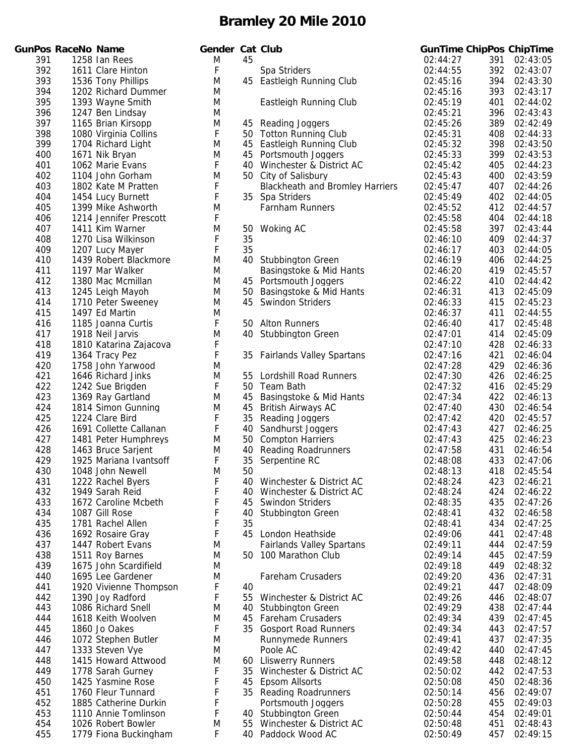# Bramley 20 Mile 2010

| GunPos | RaceNo | Name | Gender | Cat | Club | GunTime | ChipPos | ChipTime |
|---|---|---|---|---|---|---|---|---|
| 391 | 1258 | Ian Rees | M | 45 | | 02:44:27 | 391 | 02:43:05 |
| 392 | 1611 | Clare Hinton | F | | Spa Striders | 02:44:55 | 392 | 02:43:07 |
| 393 | 1536 | Tony Phillips | M | 45 | Eastleigh Running Club | 02:45:16 | 394 | 02:43:30 |
| 394 | 1202 | Richard Dummer | M | | | 02:45:16 | 393 | 02:43:17 |
| 395 | 1393 | Wayne Smith | M | | Eastleigh Running Club | 02:45:19 | 401 | 02:44:02 |
| 396 | 1247 | Ben Lindsay | M | | | 02:45:21 | 396 | 02:43:43 |
| 397 | 1165 | Brian Kirsopp | M | 45 | Reading Joggers | 02:45:26 | 389 | 02:42:49 |
| 398 | 1080 | Virginia Collins | F | 50 | Totton Running Club | 02:45:31 | 408 | 02:44:33 |
| 399 | 1704 | Richard Light | M | 45 | Eastleigh Running Club | 02:45:32 | 398 | 02:43:50 |
| 400 | 1671 | Nik Bryan | M | 45 | Portsmouth Joggers | 02:45:33 | 399 | 02:43:53 |
| 401 | 1062 | Marie Evans | F | 40 | Winchester & District AC | 02:45:42 | 405 | 02:44:23 |
| 402 | 1104 | John Gorham | M | 50 | City of Salisbury | 02:45:43 | 400 | 02:43:59 |
| 403 | 1802 | Kate M Pratten | F | | Blackheath and Bromley Harriers | 02:45:47 | 407 | 02:44:26 |
| 404 | 1454 | Lucy Burnett | F | 35 | Spa Striders | 02:45:49 | 402 | 02:44:05 |
| 405 | 1399 | Mike Ashworth | M | | Farnham Runners | 02:45:52 | 412 | 02:44:57 |
| 406 | 1214 | Jennifer Prescott | F | | | 02:45:58 | 404 | 02:44:18 |
| 407 | 1411 | Kim Warner | M | 50 | Woking AC | 02:45:58 | 397 | 02:43:44 |
| 408 | 1270 | Lisa Wilkinson | F | 35 | | 02:46:10 | 409 | 02:44:37 |
| 409 | 1207 | Lucy Mayer | F | 35 | | 02:46:17 | 403 | 02:44:05 |
| 410 | 1439 | Robert Blackmore | M | 40 | Stubbington Green | 02:46:19 | 406 | 02:44:25 |
| 411 | 1197 | Mar Walker | M | | Basingstoke & Mid Hants | 02:46:20 | 419 | 02:45:57 |
| 412 | 1380 | Mac Mcmillan | M | 45 | Portsmouth Joggers | 02:46:22 | 410 | 02:44:42 |
| 413 | 1245 | Leigh Mayoh | M | 50 | Basingstoke & Mid Hants | 02:46:31 | 413 | 02:45:09 |
| 414 | 1710 | Peter Sweeney | M | 45 | Swindon Striders | 02:46:33 | 415 | 02:45:23 |
| 415 | 1497 | Ed Martin | M | | | 02:46:37 | 411 | 02:44:55 |
| 416 | 1185 | Joanna Curtis | F | 50 | Alton Runners | 02:46:40 | 417 | 02:45:48 |
| 417 | 1918 | Neil Jarvis | M | 40 | Stubbington Green | 02:47:01 | 414 | 02:45:09 |
| 418 | 1810 | Katarina Zajacova | F | | | 02:47:10 | 428 | 02:46:33 |
| 419 | 1364 | Tracy Pez | F | 35 | Fairlands Valley Spartans | 02:47:16 | 421 | 02:46:04 |
| 420 | 1758 | John Yarwood | M | | | 02:47:28 | 429 | 02:46:36 |
| 421 | 1646 | Richard Jinks | M | 55 | Lordshill Road Runners | 02:47:30 | 426 | 02:46:25 |
| 422 | 1242 | Sue Brigden | F | 50 | Team Bath | 02:47:32 | 416 | 02:45:29 |
| 423 | 1369 | Ray Gartland | M | 45 | Basingstoke & Mid Hants | 02:47:34 | 422 | 02:46:13 |
| 424 | 1814 | Simon Gunning | M | 45 | British Airways AC | 02:47:40 | 430 | 02:46:54 |
| 425 | 1224 | Clare Bird | F | 35 | Reading Joggers | 02:47:42 | 420 | 02:45:57 |
| 426 | 1691 | Collette Callanan | F | 40 | Sandhurst Joggers | 02:47:43 | 427 | 02:46:25 |
| 427 | 1481 | Peter Humphreys | M | 50 | Compton Harriers | 02:47:43 | 425 | 02:46:23 |
| 428 | 1463 | Bruce Sarjent | M | 40 | Reading Roadrunners | 02:47:58 | 431 | 02:46:54 |
| 429 | 1925 | Mariana Ivantsoff | F | 35 | Serpentine RC | 02:48:08 | 433 | 02:47:06 |
| 430 | 1048 | John Newell | M | 50 | | 02:48:13 | 418 | 02:45:54 |
| 431 | 1222 | Rachel Byers | F | 40 | Winchester & District AC | 02:48:24 | 423 | 02:46:21 |
| 432 | 1949 | Sarah Reid | F | 40 | Winchester & District AC | 02:48:24 | 424 | 02:46:22 |
| 433 | 1672 | Caroline Mcbeth | F | 45 | Swindon Striders | 02:48:35 | 435 | 02:47:26 |
| 434 | 1087 | Gill Rose | F | 40 | Stubbington Green | 02:48:41 | 432 | 02:46:58 |
| 435 | 1781 | Rachel Allen | F | 35 | | 02:48:41 | 434 | 02:47:25 |
| 436 | 1692 | Rosaire Gray | F | 45 | London Heathside | 02:49:06 | 441 | 02:47:48 |
| 437 | 1447 | Robert Evans | M | | Fairlands Valley Spartans | 02:49:11 | 444 | 02:47:59 |
| 438 | 1511 | Roy Barnes | M | 50 | 100 Marathon Club | 02:49:14 | 445 | 02:47:59 |
| 439 | 1675 | John Scardifield | M | | | 02:49:18 | 449 | 02:48:32 |
| 440 | 1695 | Lee Gardener | M | | Fareham Crusaders | 02:49:20 | 436 | 02:47:31 |
| 441 | 1920 | Vivienne Thompson | F | 40 | | 02:49:21 | 447 | 02:48:09 |
| 442 | 1390 | Joy Radford | F | 55 | Winchester & District AC | 02:49:26 | 446 | 02:48:07 |
| 443 | 1086 | Richard Snell | M | 40 | Stubbington Green | 02:49:29 | 438 | 02:47:44 |
| 444 | 1618 | Keith Woolven | M | 45 | Fareham Crusaders | 02:49:34 | 439 | 02:47:45 |
| 445 | 1860 | Jo Oakes | F | 35 | Gosport Road Runners | 02:49:34 | 443 | 02:47:57 |
| 446 | 1072 | Stephen Butler | M | | Runnymede Runners | 02:49:41 | 437 | 02:47:35 |
| 447 | 1333 | Steven Vye | M | | Poole AC | 02:49:42 | 440 | 02:47:45 |
| 448 | 1415 | Howard Attwood | M | 60 | Lliswerry Runners | 02:49:58 | 448 | 02:48:12 |
| 449 | 1778 | Sarah Gurney | F | 35 | Winchester & District AC | 02:50:02 | 442 | 02:47:53 |
| 450 | 1425 | Yasmine Rose | F | 45 | Epsom Allsorts | 02:50:08 | 450 | 02:48:36 |
| 451 | 1760 | Fleur Tunnard | F | 35 | Reading Roadrunners | 02:50:14 | 456 | 02:49:07 |
| 452 | 1885 | Catherine Durkin | F | | Portsmouth Joggers | 02:50:28 | 455 | 02:49:03 |
| 453 | 1110 | Annie Tomlinson | F | 40 | Stubbington Green | 02:50:44 | 454 | 02:49:01 |
| 454 | 1026 | Robert Bowler | M | 55 | Winchester & District AC | 02:50:48 | 451 | 02:48:43 |
| 455 | 1779 | Fiona Buckingham | F | 40 | Paddock Wood AC | 02:50:49 | 457 | 02:49:15 |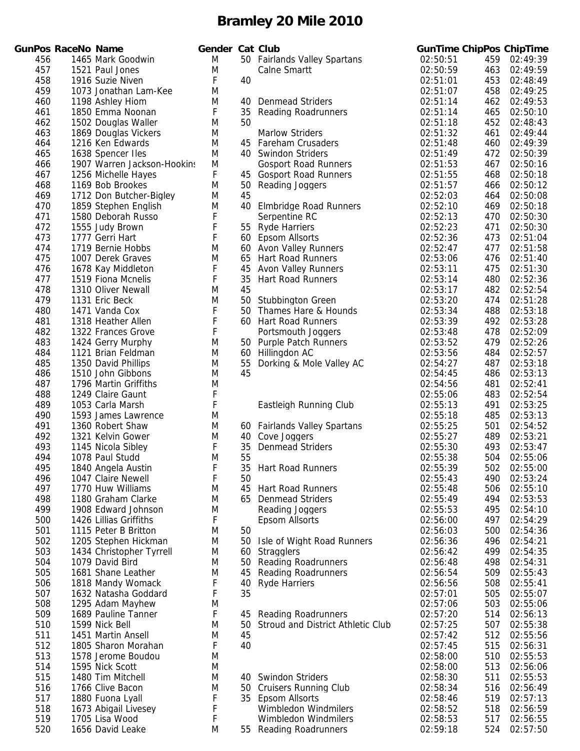# Bramley 20 Mile 2010

| GunPos | RaceNo | Name | Gender | Cat | Club | GunTime | ChipPos | ChipTime |
|---|---|---|---|---|---|---|---|---|
| 456 | 1465 | Mark Goodwin | M | 50 | Fairlands Valley Spartans | 02:50:51 | 459 | 02:49:39 |
| 457 | 1521 | Paul Jones | M | | Calne Smartt | 02:50:59 | 463 | 02:49:59 |
| 458 | 1916 | Suzie Niven | F | 40 | | 02:51:01 | 453 | 02:48:49 |
| 459 | 1073 | Jonathan Lam-Kee | M | | | 02:51:07 | 458 | 02:49:25 |
| 460 | 1198 | Ashley Hiom | M | 40 | Denmead Striders | 02:51:14 | 462 | 02:49:53 |
| 461 | 1850 | Emma Noonan | F | 35 | Reading Roadrunners | 02:51:14 | 465 | 02:50:10 |
| 462 | 1502 | Douglas Waller | M | 50 | | 02:51:18 | 452 | 02:48:43 |
| 463 | 1869 | Douglas Vickers | M | | Marlow Striders | 02:51:32 | 461 | 02:49:44 |
| 464 | 1216 | Ken Edwards | M | 45 | Fareham Crusaders | 02:51:48 | 460 | 02:49:39 |
| 465 | 1638 | Spencer Iles | M | 40 | Swindon Striders | 02:51:49 | 472 | 02:50:39 |
| 466 | 1907 | Warren Jackson-Hookins | M | | Gosport Road Runners | 02:51:53 | 467 | 02:50:16 |
| 467 | 1256 | Michelle Hayes | F | 45 | Gosport Road Runners | 02:51:55 | 468 | 02:50:18 |
| 468 | 1169 | Bob Brookes | M | 50 | Reading Joggers | 02:51:57 | 466 | 02:50:12 |
| 469 | 1712 | Don Butcher-Bigley | M | 45 | | 02:52:03 | 464 | 02:50:08 |
| 470 | 1859 | Stephen English | M | 40 | Elmbridge Road Runners | 02:52:10 | 469 | 02:50:18 |
| 471 | 1580 | Deborah Russo | F | | Serpentine RC | 02:52:13 | 470 | 02:50:30 |
| 472 | 1555 | Judy Brown | F | 55 | Ryde Harriers | 02:52:23 | 471 | 02:50:30 |
| 473 | 1777 | Gerri Hart | F | 60 | Epsom Allsorts | 02:52:36 | 473 | 02:51:04 |
| 474 | 1719 | Bernie Hobbs | M | 60 | Avon Valley Runners | 02:52:47 | 477 | 02:51:58 |
| 475 | 1007 | Derek Graves | M | 65 | Hart Road Runners | 02:53:06 | 476 | 02:51:40 |
| 476 | 1678 | Kay Middleton | F | 45 | Avon Valley Runners | 02:53:11 | 475 | 02:51:30 |
| 477 | 1519 | Fiona Mcnelis | F | 35 | Hart Road Runners | 02:53:14 | 480 | 02:52:36 |
| 478 | 1310 | Oliver Newall | M | 45 | | 02:53:17 | 482 | 02:52:54 |
| 479 | 1131 | Eric Beck | M | 50 | Stubbington Green | 02:53:20 | 474 | 02:51:28 |
| 480 | 1471 | Vanda Cox | F | 50 | Thames Hare & Hounds | 02:53:34 | 488 | 02:53:18 |
| 481 | 1318 | Heather Allen | F | 60 | Hart Road Runners | 02:53:39 | 492 | 02:53:28 |
| 482 | 1322 | Frances Grove | F | | Portsmouth Joggers | 02:53:48 | 478 | 02:52:09 |
| 483 | 1424 | Gerry Murphy | M | 50 | Purple Patch Runners | 02:53:52 | 479 | 02:52:26 |
| 484 | 1121 | Brian Feldman | M | 60 | Hillingdon AC | 02:53:56 | 484 | 02:52:57 |
| 485 | 1350 | David Phillips | M | 55 | Dorking & Mole Valley AC | 02:54:27 | 487 | 02:53:18 |
| 486 | 1510 | John Gibbons | M | 45 | | 02:54:45 | 486 | 02:53:13 |
| 487 | 1796 | Martin Griffiths | M | | | 02:54:56 | 481 | 02:52:41 |
| 488 | 1249 | Claire Gaunt | F | | | 02:55:06 | 483 | 02:52:54 |
| 489 | 1053 | Carla Marsh | F | | Eastleigh Running Club | 02:55:13 | 491 | 02:53:25 |
| 490 | 1593 | James Lawrence | M | | | 02:55:18 | 485 | 02:53:13 |
| 491 | 1360 | Robert Shaw | M | 60 | Fairlands Valley Spartans | 02:55:25 | 501 | 02:54:52 |
| 492 | 1321 | Kelvin Gower | M | 40 | Cove Joggers | 02:55:27 | 489 | 02:53:21 |
| 493 | 1145 | Nicola Sibley | F | 35 | Denmead Striders | 02:55:30 | 493 | 02:53:47 |
| 494 | 1078 | Paul Studd | M | 55 | | 02:55:38 | 504 | 02:55:06 |
| 495 | 1840 | Angela Austin | F | 35 | Hart Road Runners | 02:55:39 | 502 | 02:55:00 |
| 496 | 1047 | Claire Newell | F | 50 | | 02:55:43 | 490 | 02:53:24 |
| 497 | 1770 | Huw Williams | M | 45 | Hart Road Runners | 02:55:48 | 506 | 02:55:10 |
| 498 | 1180 | Graham Clarke | M | 65 | Denmead Striders | 02:55:49 | 494 | 02:53:53 |
| 499 | 1908 | Edward Johnson | M | | Reading Joggers | 02:55:53 | 495 | 02:54:10 |
| 500 | 1426 | Lillias Griffiths | F | | Epsom Allsorts | 02:56:00 | 497 | 02:54:29 |
| 501 | 1115 | Peter B Britton | M | 50 | | 02:56:03 | 500 | 02:54:36 |
| 502 | 1205 | Stephen Hickman | M | 50 | Isle of Wight Road Runners | 02:56:36 | 496 | 02:54:21 |
| 503 | 1434 | Christopher Tyrrell | M | 60 | Stragglers | 02:56:42 | 499 | 02:54:35 |
| 504 | 1079 | David Bird | M | 50 | Reading Roadrunners | 02:56:48 | 498 | 02:54:31 |
| 505 | 1681 | Shane Leather | M | 45 | Reading Roadrunners | 02:56:54 | 509 | 02:55:43 |
| 506 | 1818 | Mandy Womack | F | 40 | Ryde Harriers | 02:56:56 | 508 | 02:55:41 |
| 507 | 1632 | Natasha Goddard | F | 35 | | 02:57:01 | 505 | 02:55:07 |
| 508 | 1295 | Adam Mayhew | M | | | 02:57:06 | 503 | 02:55:06 |
| 509 | 1689 | Pauline Tanner | F | 45 | Reading Roadrunners | 02:57:20 | 514 | 02:56:13 |
| 510 | 1599 | Nick Bell | M | 50 | Stroud and District Athletic Club | 02:57:25 | 507 | 02:55:38 |
| 511 | 1451 | Martin Ansell | M | 45 | | 02:57:42 | 512 | 02:55:56 |
| 512 | 1805 | Sharon Morahan | F | 40 | | 02:57:45 | 515 | 02:56:31 |
| 513 | 1578 | Jerome Boudou | M | | | 02:58:00 | 510 | 02:55:53 |
| 514 | 1595 | Nick Scott | M | | | 02:58:00 | 513 | 02:56:06 |
| 515 | 1480 | Tim Mitchell | M | 40 | Swindon Striders | 02:58:30 | 511 | 02:55:53 |
| 516 | 1766 | Clive Bacon | M | 50 | Cruisers Running Club | 02:58:34 | 516 | 02:56:49 |
| 517 | 1880 | Fuona Lyall | F | 35 | Epsom Allsorts | 02:58:46 | 519 | 02:57:13 |
| 518 | 1673 | Abigail Livesey | F | | Wimbledon Windmilers | 02:58:52 | 518 | 02:56:59 |
| 519 | 1705 | Lisa Wood | F | | Wimbledon Windmilers | 02:58:53 | 517 | 02:56:55 |
| 520 | 1656 | David Leake | M | 55 | Reading Roadrunners | 02:59:18 | 524 | 02:57:50 |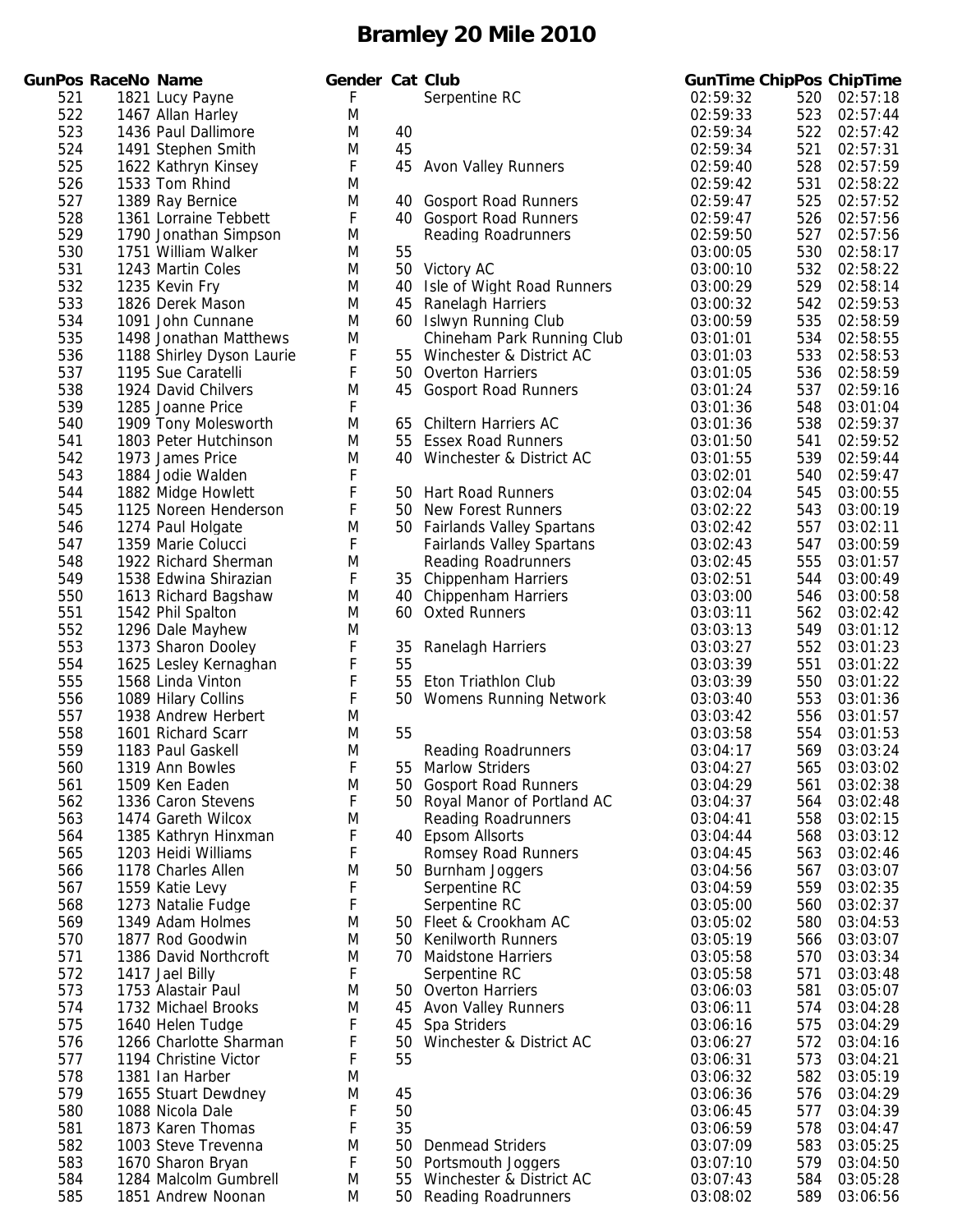# Bramley 20 Mile 2010

| GunPos | RaceNo | Name | Gender | Cat | Club | GunTime | ChipPos | ChipTime |
|---|---|---|---|---|---|---|---|---|
| 521 | 1821 | Lucy Payne | F | | Serpentine RC | 02:59:32 | 520 | 02:57:18 |
| 522 | 1467 | Allan Harley | M | | | 02:59:33 | 523 | 02:57:44 |
| 523 | 1436 | Paul Dallimore | M | 40 | | 02:59:34 | 522 | 02:57:42 |
| 524 | 1491 | Stephen Smith | M | 45 | | 02:59:34 | 521 | 02:57:31 |
| 525 | 1622 | Kathryn Kinsey | F | 45 | Avon Valley Runners | 02:59:40 | 528 | 02:57:59 |
| 526 | 1533 | Tom Rhind | M | | | 02:59:42 | 531 | 02:58:22 |
| 527 | 1389 | Ray Bernice | M | 40 | Gosport Road Runners | 02:59:47 | 525 | 02:57:52 |
| 528 | 1361 | Lorraine Tebbett | F | 40 | Gosport Road Runners | 02:59:47 | 526 | 02:57:56 |
| 529 | 1790 | Jonathan Simpson | M | | Reading Roadrunners | 02:59:50 | 527 | 02:57:56 |
| 530 | 1751 | William Walker | M | 55 | | 03:00:05 | 530 | 02:58:17 |
| 531 | 1243 | Martin Coles | M | 50 | Victory AC | 03:00:10 | 532 | 02:58:22 |
| 532 | 1235 | Kevin Fry | M | 40 | Isle of Wight Road Runners | 03:00:29 | 529 | 02:58:14 |
| 533 | 1826 | Derek Mason | M | 45 | Ranelagh Harriers | 03:00:32 | 542 | 02:59:53 |
| 534 | 1091 | John Cunnane | M | 60 | Islwyn Running Club | 03:00:59 | 535 | 02:58:59 |
| 535 | 1498 | Jonathan Matthews | M | | Chineham Park Running Club | 03:01:01 | 534 | 02:58:55 |
| 536 | 1188 | Shirley Dyson Laurie | F | 55 | Winchester & District AC | 03:01:03 | 533 | 02:58:53 |
| 537 | 1195 | Sue Caratelli | F | 50 | Overton Harriers | 03:01:05 | 536 | 02:58:59 |
| 538 | 1924 | David Chilvers | M | 45 | Gosport Road Runners | 03:01:24 | 537 | 02:59:16 |
| 539 | 1285 | Joanne Price | F | | | 03:01:36 | 548 | 03:01:04 |
| 540 | 1909 | Tony Molesworth | M | 65 | Chiltern Harriers AC | 03:01:36 | 538 | 02:59:37 |
| 541 | 1803 | Peter Hutchinson | M | 55 | Essex Road Runners | 03:01:50 | 541 | 02:59:52 |
| 542 | 1973 | James Price | M | 40 | Winchester & District AC | 03:01:55 | 539 | 02:59:44 |
| 543 | 1884 | Jodie Walden | F | | | 03:02:01 | 540 | 02:59:47 |
| 544 | 1882 | Midge Howlett | F | 50 | Hart Road Runners | 03:02:04 | 545 | 03:00:55 |
| 545 | 1125 | Noreen Henderson | F | 50 | New Forest Runners | 03:02:22 | 543 | 03:00:19 |
| 546 | 1274 | Paul Holgate | M | 50 | Fairlands Valley Spartans | 03:02:42 | 557 | 03:02:11 |
| 547 | 1359 | Marie Colucci | F | | Fairlands Valley Spartans | 03:02:43 | 547 | 03:00:59 |
| 548 | 1922 | Richard Sherman | M | | Reading Roadrunners | 03:02:45 | 555 | 03:01:57 |
| 549 | 1538 | Edwina Shirazian | F | 35 | Chippenham Harriers | 03:02:51 | 544 | 03:00:49 |
| 550 | 1613 | Richard Bagshaw | M | 40 | Chippenham Harriers | 03:03:00 | 546 | 03:00:58 |
| 551 | 1542 | Phil Spalton | M | 60 | Oxted Runners | 03:03:11 | 562 | 03:02:42 |
| 552 | 1296 | Dale Mayhew | M | | | 03:03:13 | 549 | 03:01:12 |
| 553 | 1373 | Sharon Dooley | F | 35 | Ranelagh Harriers | 03:03:27 | 552 | 03:01:23 |
| 554 | 1625 | Lesley Kernaghan | F | 55 | | 03:03:39 | 551 | 03:01:22 |
| 555 | 1568 | Linda Vinton | F | 55 | Eton Triathlon Club | 03:03:39 | 550 | 03:01:22 |
| 556 | 1089 | Hilary Collins | F | 50 | Womens Running Network | 03:03:40 | 553 | 03:01:36 |
| 557 | 1938 | Andrew Herbert | M | | | 03:03:42 | 556 | 03:01:57 |
| 558 | 1601 | Richard Scarr | M | 55 | | 03:03:58 | 554 | 03:01:53 |
| 559 | 1183 | Paul Gaskell | M | | Reading Roadrunners | 03:04:17 | 569 | 03:03:24 |
| 560 | 1319 | Ann Bowles | F | 55 | Marlow Striders | 03:04:27 | 565 | 03:03:02 |
| 561 | 1509 | Ken Eaden | M | 50 | Gosport Road Runners | 03:04:29 | 561 | 03:02:38 |
| 562 | 1336 | Caron Stevens | F | 50 | Royal Manor of Portland AC | 03:04:37 | 564 | 03:02:48 |
| 563 | 1474 | Gareth Wilcox | M | | Reading Roadrunners | 03:04:41 | 558 | 03:02:15 |
| 564 | 1385 | Kathryn Hinxman | F | 40 | Epsom Allsorts | 03:04:44 | 568 | 03:03:12 |
| 565 | 1203 | Heidi Williams | F | | Romsey Road Runners | 03:04:45 | 563 | 03:02:46 |
| 566 | 1178 | Charles Allen | M | 50 | Burnham Joggers | 03:04:56 | 567 | 03:03:07 |
| 567 | 1559 | Katie Levy | F | | Serpentine RC | 03:04:59 | 559 | 03:02:35 |
| 568 | 1273 | Natalie Fudge | F | | Serpentine RC | 03:05:00 | 560 | 03:02:37 |
| 569 | 1349 | Adam Holmes | M | 50 | Fleet & Crookham AC | 03:05:02 | 580 | 03:04:53 |
| 570 | 1877 | Rod Goodwin | M | 50 | Kenilworth Runners | 03:05:19 | 566 | 03:03:07 |
| 571 | 1386 | David Northcroft | M | 70 | Maidstone Harriers | 03:05:58 | 570 | 03:03:34 |
| 572 | 1417 | Jael Billy | F | | Serpentine RC | 03:05:58 | 571 | 03:03:48 |
| 573 | 1753 | Alastair Paul | M | 50 | Overton Harriers | 03:06:03 | 581 | 03:05:07 |
| 574 | 1732 | Michael Brooks | M | 45 | Avon Valley Runners | 03:06:11 | 574 | 03:04:28 |
| 575 | 1640 | Helen Tudge | F | 45 | Spa Striders | 03:06:16 | 575 | 03:04:29 |
| 576 | 1266 | Charlotte Sharman | F | 50 | Winchester & District AC | 03:06:27 | 572 | 03:04:16 |
| 577 | 1194 | Christine Victor | F | 55 | | 03:06:31 | 573 | 03:04:21 |
| 578 | 1381 | Ian Harber | M | | | 03:06:32 | 582 | 03:05:19 |
| 579 | 1655 | Stuart Dewdney | M | 45 | | 03:06:36 | 576 | 03:04:29 |
| 580 | 1088 | Nicola Dale | F | 50 | | 03:06:45 | 577 | 03:04:39 |
| 581 | 1873 | Karen Thomas | F | 35 | | 03:06:59 | 578 | 03:04:47 |
| 582 | 1003 | Steve Trevenna | M | 50 | Denmead Striders | 03:07:09 | 583 | 03:05:25 |
| 583 | 1670 | Sharon Bryan | F | 50 | Portsmouth Joggers | 03:07:10 | 579 | 03:04:50 |
| 584 | 1284 | Malcolm Gumbrell | M | 55 | Winchester & District AC | 03:07:43 | 584 | 03:05:28 |
| 585 | 1851 | Andrew Noonan | M | 50 | Reading Roadrunners | 03:08:02 | 589 | 03:06:56 |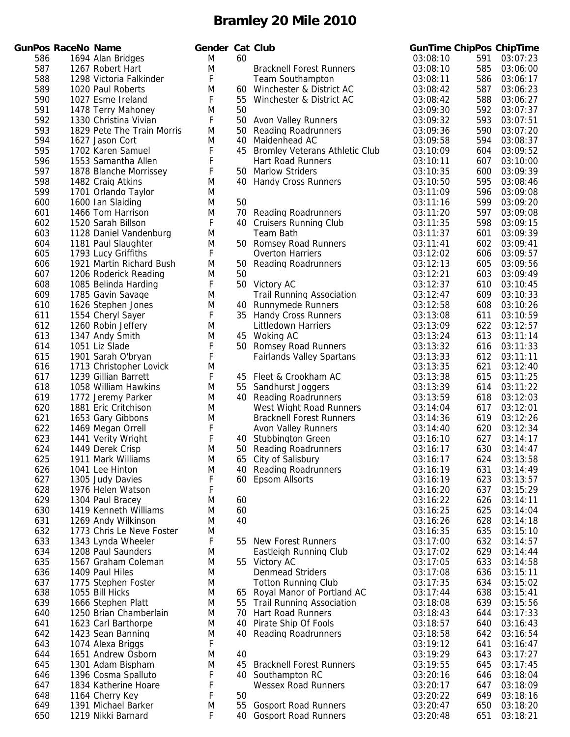# Bramley 20 Mile 2010

| GunPos | RaceNo | Name | Gender | Cat | Club | GunTime | ChipPos | ChipTime |
|---|---|---|---|---|---|---|---|---|
| 586 | 1694 | Alan Bridges | M | 60 | | 03:08:10 | 591 | 03:07:23 |
| 587 | 1267 | Robert Hart | M | | Bracknell Forest Runners | 03:08:10 | 585 | 03:06:00 |
| 588 | 1298 | Victoria Falkinder | F | | Team Southampton | 03:08:11 | 586 | 03:06:17 |
| 589 | 1020 | Paul Roberts | M | 60 | Winchester & District AC | 03:08:42 | 587 | 03:06:23 |
| 590 | 1027 | Esme Ireland | F | 55 | Winchester & District AC | 03:08:42 | 588 | 03:06:27 |
| 591 | 1478 | Terry Mahoney | M | 50 | | 03:09:30 | 592 | 03:07:37 |
| 592 | 1330 | Christina Vivian | F | 50 | Avon Valley Runners | 03:09:32 | 593 | 03:07:51 |
| 593 | 1829 | Pete The Train Morris | M | 50 | Reading Roadrunners | 03:09:36 | 590 | 03:07:20 |
| 594 | 1627 | Jason Cort | M | 40 | Maidenhead AC | 03:09:58 | 594 | 03:08:37 |
| 595 | 1702 | Karen Samuel | F | 45 | Bromley Veterans Athletic Club | 03:10:09 | 604 | 03:09:52 |
| 596 | 1553 | Samantha Allen | F | | Hart Road Runners | 03:10:11 | 607 | 03:10:00 |
| 597 | 1878 | Blanche Morrissey | F | 50 | Marlow Striders | 03:10:35 | 600 | 03:09:39 |
| 598 | 1482 | Craig Atkins | M | 40 | Handy Cross Runners | 03:10:50 | 595 | 03:08:46 |
| 599 | 1701 | Orlando Taylor | M | | | 03:11:09 | 596 | 03:09:08 |
| 600 | 1600 | Ian Slaiding | M | 50 | | 03:11:16 | 599 | 03:09:20 |
| 601 | 1466 | Tom Harrison | M | 70 | Reading Roadrunners | 03:11:20 | 597 | 03:09:08 |
| 602 | 1520 | Sarah Billson | F | 40 | Cruisers Running Club | 03:11:35 | 598 | 03:09:15 |
| 603 | 1128 | Daniel Vandenburg | M | | Team Bath | 03:11:37 | 601 | 03:09:39 |
| 604 | 1181 | Paul Slaughter | M | 50 | Romsey Road Runners | 03:11:41 | 602 | 03:09:41 |
| 605 | 1793 | Lucy Griffiths | F | | Overton Harriers | 03:12:02 | 606 | 03:09:57 |
| 606 | 1921 | Martin Richard Bush | M | 50 | Reading Roadrunners | 03:12:13 | 605 | 03:09:56 |
| 607 | 1206 | Roderick Reading | M | 50 | | 03:12:21 | 603 | 03:09:49 |
| 608 | 1085 | Belinda Harding | F | 50 | Victory AC | 03:12:37 | 610 | 03:10:45 |
| 609 | 1785 | Gavin Savage | M | | Trail Running Association | 03:12:47 | 609 | 03:10:33 |
| 610 | 1626 | Stephen Jones | M | 40 | Runnymede Runners | 03:12:58 | 608 | 03:10:26 |
| 611 | 1554 | Cheryl Sayer | F | 35 | Handy Cross Runners | 03:13:08 | 611 | 03:10:59 |
| 612 | 1260 | Robin Jeffery | M | | Littledown Harriers | 03:13:09 | 622 | 03:12:57 |
| 613 | 1347 | Andy Smith | M | 45 | Woking AC | 03:13:24 | 613 | 03:11:14 |
| 614 | 1051 | Liz Slade | F | 50 | Romsey Road Runners | 03:13:32 | 616 | 03:11:33 |
| 615 | 1901 | Sarah O'bryan | F | | Fairlands Valley Spartans | 03:13:33 | 612 | 03:11:11 |
| 616 | 1713 | Christopher Lovick | M | | | 03:13:35 | 621 | 03:12:40 |
| 617 | 1239 | Gillian Barrett | F | 45 | Fleet & Crookham AC | 03:13:38 | 615 | 03:11:25 |
| 618 | 1058 | William Hawkins | M | 55 | Sandhurst Joggers | 03:13:39 | 614 | 03:11:22 |
| 619 | 1772 | Jeremy Parker | M | 40 | Reading Roadrunners | 03:13:59 | 618 | 03:12:03 |
| 620 | 1881 | Eric Critchison | M | | West Wight Road Runners | 03:14:04 | 617 | 03:12:01 |
| 621 | 1653 | Gary Gibbons | M | | Bracknell Forest Runners | 03:14:36 | 619 | 03:12:26 |
| 622 | 1469 | Megan Orrell | F | | Avon Valley Runners | 03:14:40 | 620 | 03:12:34 |
| 623 | 1441 | Verity Wright | F | 40 | Stubbington Green | 03:16:10 | 627 | 03:14:17 |
| 624 | 1449 | Derek Crisp | M | 50 | Reading Roadrunners | 03:16:17 | 630 | 03:14:47 |
| 625 | 1911 | Mark Williams | M | 65 | City of Salisbury | 03:16:17 | 624 | 03:13:58 |
| 626 | 1041 | Lee Hinton | M | 40 | Reading Roadrunners | 03:16:19 | 631 | 03:14:49 |
| 627 | 1305 | Judy Davies | F | 60 | Epsom Allsorts | 03:16:19 | 623 | 03:13:57 |
| 628 | 1976 | Helen Watson | F | | | 03:16:20 | 637 | 03:15:29 |
| 629 | 1304 | Paul Bracey | M | 60 | | 03:16:22 | 626 | 03:14:11 |
| 630 | 1419 | Kenneth Williams | M | 60 | | 03:16:25 | 625 | 03:14:04 |
| 631 | 1269 | Andy Wilkinson | M | 40 | | 03:16:26 | 628 | 03:14:18 |
| 632 | 1773 | Chris Le Neve Foster | M | | | 03:16:35 | 635 | 03:15:10 |
| 633 | 1343 | Lynda Wheeler | F | 55 | New Forest Runners | 03:17:00 | 632 | 03:14:57 |
| 634 | 1208 | Paul Saunders | M | | Eastleigh Running Club | 03:17:02 | 629 | 03:14:44 |
| 635 | 1567 | Graham Coleman | M | 55 | Victory AC | 03:17:05 | 633 | 03:14:58 |
| 636 | 1409 | Paul Hiles | M | | Denmead Striders | 03:17:08 | 636 | 03:15:11 |
| 637 | 1775 | Stephen Foster | M | | Totton Running Club | 03:17:35 | 634 | 03:15:02 |
| 638 | 1055 | Bill Hicks | M | 65 | Royal Manor of Portland AC | 03:17:44 | 638 | 03:15:41 |
| 639 | 1666 | Stephen Platt | M | 55 | Trail Running Association | 03:18:08 | 639 | 03:15:56 |
| 640 | 1250 | Brian Chamberlain | M | 70 | Hart Road Runners | 03:18:43 | 644 | 03:17:33 |
| 641 | 1623 | Carl Barthorpe | M | 40 | Pirate Ship Of Fools | 03:18:57 | 640 | 03:16:43 |
| 642 | 1423 | Sean Banning | M | 40 | Reading Roadrunners | 03:18:58 | 642 | 03:16:54 |
| 643 | 1074 | Alexa Briggs | F | | | 03:19:12 | 641 | 03:16:47 |
| 644 | 1651 | Andrew Osborn | M | 40 | | 03:19:29 | 643 | 03:17:27 |
| 645 | 1301 | Adam Bispham | M | 45 | Bracknell Forest Runners | 03:19:55 | 645 | 03:17:45 |
| 646 | 1396 | Cosma Spalluto | F | 40 | Southampton RC | 03:20:16 | 646 | 03:18:04 |
| 647 | 1834 | Katherine Hoare | F | | Wessex Road Runners | 03:20:17 | 647 | 03:18:09 |
| 648 | 1164 | Cherry Key | F | 50 | | 03:20:22 | 649 | 03:18:16 |
| 649 | 1391 | Michael Barker | M | 55 | Gosport Road Runners | 03:20:47 | 650 | 03:18:20 |
| 650 | 1219 | Nikki Barnard | F | 40 | Gosport Road Runners | 03:20:48 | 651 | 03:18:21 |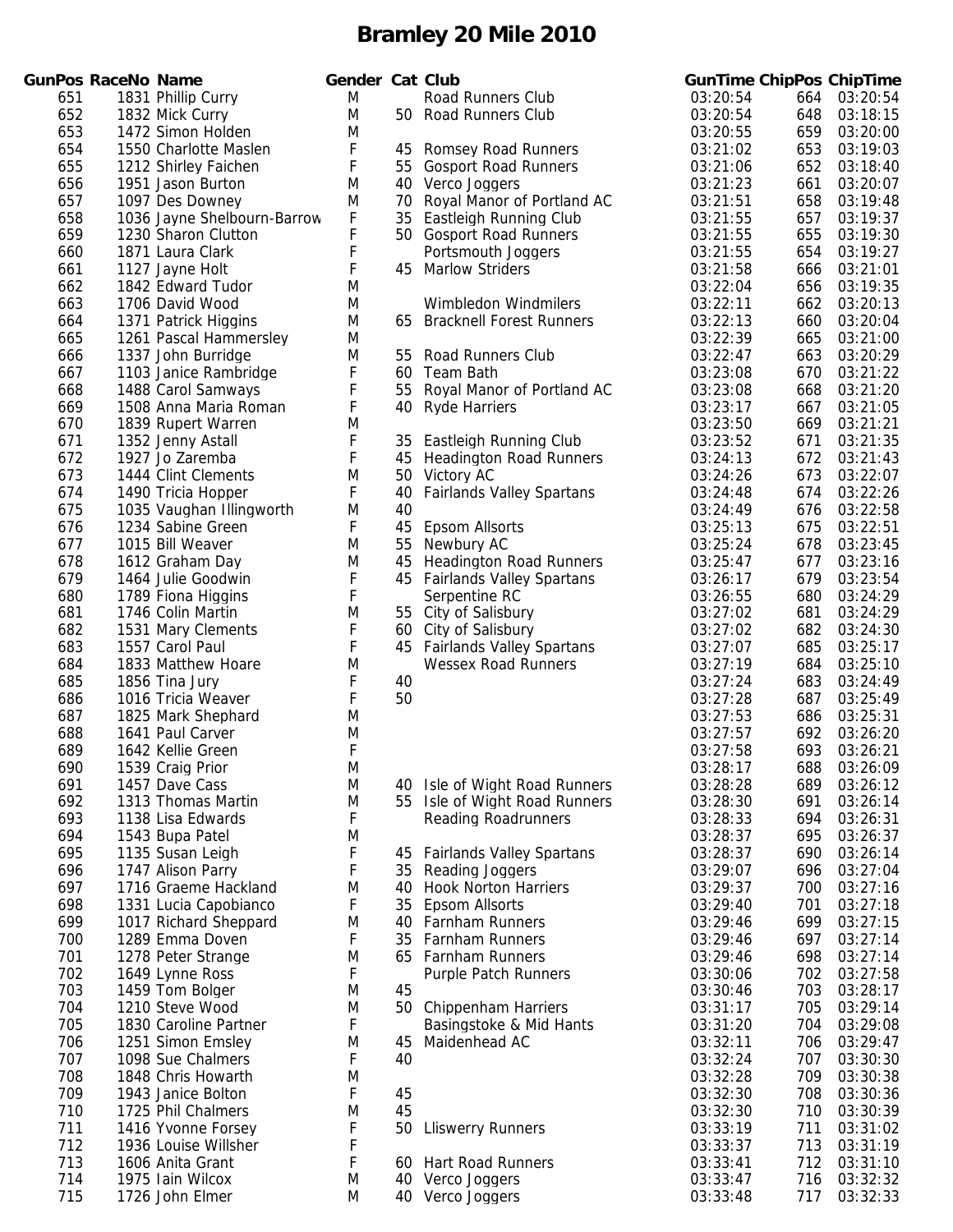# Bramley 20 Mile 2010

| GunPos | RaceNo | Name | Gender | Cat | Club | GunTime | ChipPos | ChipTime |
|---|---|---|---|---|---|---|---|---|
| 651 | 1831 | Phillip Curry | M | | Road Runners Club | 03:20:54 | 664 | 03:20:54 |
| 652 | 1832 | Mick Curry | M | 50 | Road Runners Club | 03:20:54 | 648 | 03:18:15 |
| 653 | 1472 | Simon Holden | M | | | 03:20:55 | 659 | 03:20:00 |
| 654 | 1550 | Charlotte Maslen | F | 45 | Romsey Road Runners | 03:21:02 | 653 | 03:19:03 |
| 655 | 1212 | Shirley Faichen | F | 55 | Gosport Road Runners | 03:21:06 | 652 | 03:18:40 |
| 656 | 1951 | Jason Burton | M | 40 | Verco Joggers | 03:21:23 | 661 | 03:20:07 |
| 657 | 1097 | Des Downey | M | 70 | Royal Manor of Portland AC | 03:21:51 | 658 | 03:19:48 |
| 658 | 1036 | Jayne Shelbourn-Barrow | F | 35 | Eastleigh Running Club | 03:21:55 | 657 | 03:19:37 |
| 659 | 1230 | Sharon Clutton | F | 50 | Gosport Road Runners | 03:21:55 | 655 | 03:19:30 |
| 660 | 1871 | Laura Clark | F | | Portsmouth Joggers | 03:21:55 | 654 | 03:19:27 |
| 661 | 1127 | Jayne Holt | F | 45 | Marlow Striders | 03:21:58 | 666 | 03:21:01 |
| 662 | 1842 | Edward Tudor | M | | | 03:22:04 | 656 | 03:19:35 |
| 663 | 1706 | David Wood | M | | Wimbledon Windmilers | 03:22:11 | 662 | 03:20:13 |
| 664 | 1371 | Patrick Higgins | M | 65 | Bracknell Forest Runners | 03:22:13 | 660 | 03:20:04 |
| 665 | 1261 | Pascal Hammersley | M | | | 03:22:39 | 665 | 03:21:00 |
| 666 | 1337 | John Burridge | M | 55 | Road Runners Club | 03:22:47 | 663 | 03:20:29 |
| 667 | 1103 | Janice Rambridge | F | 60 | Team Bath | 03:23:08 | 670 | 03:21:22 |
| 668 | 1488 | Carol Samways | F | 55 | Royal Manor of Portland AC | 03:23:08 | 668 | 03:21:20 |
| 669 | 1508 | Anna Maria Roman | F | 40 | Ryde Harriers | 03:23:17 | 667 | 03:21:05 |
| 670 | 1839 | Rupert Warren | M | | | 03:23:50 | 669 | 03:21:21 |
| 671 | 1352 | Jenny Astall | F | 35 | Eastleigh Running Club | 03:23:52 | 671 | 03:21:35 |
| 672 | 1927 | Jo Zaremba | F | 45 | Headington Road Runners | 03:24:13 | 672 | 03:21:43 |
| 673 | 1444 | Clint Clements | M | 50 | Victory AC | 03:24:26 | 673 | 03:22:07 |
| 674 | 1490 | Tricia Hopper | F | 40 | Fairlands Valley Spartans | 03:24:48 | 674 | 03:22:26 |
| 675 | 1035 | Vaughan Illingworth | M | 40 | | 03:24:49 | 676 | 03:22:58 |
| 676 | 1234 | Sabine Green | F | 45 | Epsom Allsorts | 03:25:13 | 675 | 03:22:51 |
| 677 | 1015 | Bill Weaver | M | 55 | Newbury AC | 03:25:24 | 678 | 03:23:45 |
| 678 | 1612 | Graham Day | M | 45 | Headington Road Runners | 03:25:47 | 677 | 03:23:16 |
| 679 | 1464 | Julie Goodwin | F | 45 | Fairlands Valley Spartans | 03:26:17 | 679 | 03:23:54 |
| 680 | 1789 | Fiona Higgins | F | | Serpentine RC | 03:26:55 | 680 | 03:24:29 |
| 681 | 1746 | Colin Martin | M | 55 | City of Salisbury | 03:27:02 | 681 | 03:24:29 |
| 682 | 1531 | Mary Clements | F | 60 | City of Salisbury | 03:27:02 | 682 | 03:24:30 |
| 683 | 1557 | Carol Paul | F | 45 | Fairlands Valley Spartans | 03:27:07 | 685 | 03:25:17 |
| 684 | 1833 | Matthew Hoare | M | | Wessex Road Runners | 03:27:19 | 684 | 03:25:10 |
| 685 | 1856 | Tina Jury | F | 40 | | 03:27:24 | 683 | 03:24:49 |
| 686 | 1016 | Tricia Weaver | F | 50 | | 03:27:28 | 687 | 03:25:49 |
| 687 | 1825 | Mark Shephard | M | | | 03:27:53 | 686 | 03:25:31 |
| 688 | 1641 | Paul Carver | M | | | 03:27:57 | 692 | 03:26:20 |
| 689 | 1642 | Kellie Green | F | | | 03:27:58 | 693 | 03:26:21 |
| 690 | 1539 | Craig Prior | M | | | 03:28:17 | 688 | 03:26:09 |
| 691 | 1457 | Dave Cass | M | 40 | Isle of Wight Road Runners | 03:28:28 | 689 | 03:26:12 |
| 692 | 1313 | Thomas Martin | M | 55 | Isle of Wight Road Runners | 03:28:30 | 691 | 03:26:14 |
| 693 | 1138 | Lisa Edwards | F | | Reading Roadrunners | 03:28:33 | 694 | 03:26:31 |
| 694 | 1543 | Bupa Patel | M | | | 03:28:37 | 695 | 03:26:37 |
| 695 | 1135 | Susan Leigh | F | 45 | Fairlands Valley Spartans | 03:28:37 | 690 | 03:26:14 |
| 696 | 1747 | Alison Parry | F | 35 | Reading Joggers | 03:29:07 | 696 | 03:27:04 |
| 697 | 1716 | Graeme Hackland | M | 40 | Hook Norton Harriers | 03:29:37 | 700 | 03:27:16 |
| 698 | 1331 | Lucia Capobianco | F | 35 | Epsom Allsorts | 03:29:40 | 701 | 03:27:18 |
| 699 | 1017 | Richard Sheppard | M | 40 | Farnham Runners | 03:29:46 | 699 | 03:27:15 |
| 700 | 1289 | Emma Doven | F | 35 | Farnham Runners | 03:29:46 | 697 | 03:27:14 |
| 701 | 1278 | Peter Strange | M | 65 | Farnham Runners | 03:29:46 | 698 | 03:27:14 |
| 702 | 1649 | Lynne Ross | F | | Purple Patch Runners | 03:30:06 | 702 | 03:27:58 |
| 703 | 1459 | Tom Bolger | M | 45 | | 03:30:46 | 703 | 03:28:17 |
| 704 | 1210 | Steve Wood | M | 50 | Chippenham Harriers | 03:31:17 | 705 | 03:29:14 |
| 705 | 1830 | Caroline Partner | F | | Basingstoke & Mid Hants | 03:31:20 | 704 | 03:29:08 |
| 706 | 1251 | Simon Emsley | M | 45 | Maidenhead AC | 03:32:11 | 706 | 03:29:47 |
| 707 | 1098 | Sue Chalmers | F | 40 | | 03:32:24 | 707 | 03:30:30 |
| 708 | 1848 | Chris Howarth | M | | | 03:32:28 | 709 | 03:30:38 |
| 709 | 1943 | Janice Bolton | F | 45 | | 03:32:30 | 708 | 03:30:36 |
| 710 | 1725 | Phil Chalmers | M | 45 | | 03:32:30 | 710 | 03:30:39 |
| 711 | 1416 | Yvonne Forsey | F | 50 | Lliswerry Runners | 03:33:19 | 711 | 03:31:02 |
| 712 | 1936 | Louise Willsher | F | | | 03:33:37 | 713 | 03:31:19 |
| 713 | 1606 | Anita Grant | F | 60 | Hart Road Runners | 03:33:41 | 712 | 03:31:10 |
| 714 | 1975 | Iain Wilcox | M | 40 | Verco Joggers | 03:33:47 | 716 | 03:32:32 |
| 715 | 1726 | John Elmer | M | 40 | Verco Joggers | 03:33:48 | 717 | 03:32:33 |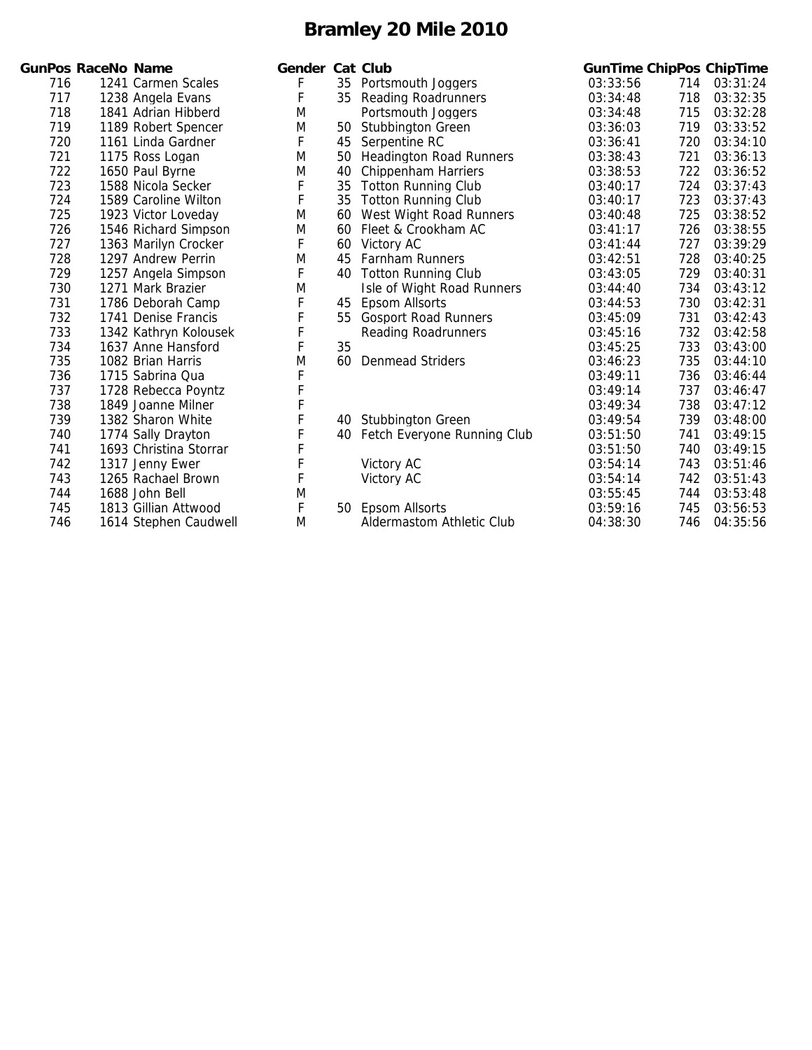# Bramley 20 Mile 2010

| GunPos | RaceNo | Name | Gender | Cat | Club | GunTime | ChipPos | ChipTime |
|---|---|---|---|---|---|---|---|---|
| 716 | 1241 | Carmen Scales | F | 35 | Portsmouth Joggers | 03:33:56 | 714 | 03:31:24 |
| 717 | 1238 | Angela Evans | F | 35 | Reading Roadrunners | 03:34:48 | 718 | 03:32:35 |
| 718 | 1841 | Adrian Hibberd | M | | Portsmouth Joggers | 03:34:48 | 715 | 03:32:28 |
| 719 | 1189 | Robert Spencer | M | 50 | Stubbington Green | 03:36:03 | 719 | 03:33:52 |
| 720 | 1161 | Linda Gardner | F | 45 | Serpentine RC | 03:36:41 | 720 | 03:34:10 |
| 721 | 1175 | Ross Logan | M | 50 | Headington Road Runners | 03:38:43 | 721 | 03:36:13 |
| 722 | 1650 | Paul Byrne | M | 40 | Chippenham Harriers | 03:38:53 | 722 | 03:36:52 |
| 723 | 1588 | Nicola Secker | F | 35 | Totton Running Club | 03:40:17 | 724 | 03:37:43 |
| 724 | 1589 | Caroline Wilton | F | 35 | Totton Running Club | 03:40:17 | 723 | 03:37:43 |
| 725 | 1923 | Victor Loveday | M | 60 | West Wight Road Runners | 03:40:48 | 725 | 03:38:52 |
| 726 | 1546 | Richard Simpson | M | 60 | Fleet & Crookham AC | 03:41:17 | 726 | 03:38:55 |
| 727 | 1363 | Marilyn Crocker | F | 60 | Victory AC | 03:41:44 | 727 | 03:39:29 |
| 728 | 1297 | Andrew Perrin | M | 45 | Farnham Runners | 03:42:51 | 728 | 03:40:25 |
| 729 | 1257 | Angela Simpson | F | 40 | Totton Running Club | 03:43:05 | 729 | 03:40:31 |
| 730 | 1271 | Mark Brazier | M | | Isle of Wight Road Runners | 03:44:40 | 734 | 03:43:12 |
| 731 | 1786 | Deborah Camp | F | 45 | Epsom Allsorts | 03:44:53 | 730 | 03:42:31 |
| 732 | 1741 | Denise Francis | F | 55 | Gosport Road Runners | 03:45:09 | 731 | 03:42:43 |
| 733 | 1342 | Kathryn Kolousek | F | | Reading Roadrunners | 03:45:16 | 732 | 03:42:58 |
| 734 | 1637 | Anne Hansford | F | 35 | | 03:45:25 | 733 | 03:43:00 |
| 735 | 1082 | Brian Harris | M | 60 | Denmead Striders | 03:46:23 | 735 | 03:44:10 |
| 736 | 1715 | Sabrina Qua | F | | | 03:49:11 | 736 | 03:46:44 |
| 737 | 1728 | Rebecca Poyntz | F | | | 03:49:14 | 737 | 03:46:47 |
| 738 | 1849 | Joanne Milner | F | | | 03:49:34 | 738 | 03:47:12 |
| 739 | 1382 | Sharon White | F | 40 | Stubbington Green | 03:49:54 | 739 | 03:48:00 |
| 740 | 1774 | Sally Drayton | F | 40 | Fetch Everyone Running Club | 03:51:50 | 741 | 03:49:15 |
| 741 | 1693 | Christina Storrar | F | | | 03:51:50 | 740 | 03:49:15 |
| 742 | 1317 | Jenny Ewer | F | | Victory AC | 03:54:14 | 743 | 03:51:46 |
| 743 | 1265 | Rachael Brown | F | | Victory AC | 03:54:14 | 742 | 03:51:43 |
| 744 | 1688 | John Bell | M | | | 03:55:45 | 744 | 03:53:48 |
| 745 | 1813 | Gillian Attwood | F | 50 | Epsom Allsorts | 03:59:16 | 745 | 03:56:53 |
| 746 | 1614 | Stephen Caudwell | M | | Aldermastom Athletic Club | 04:38:30 | 746 | 04:35:56 |